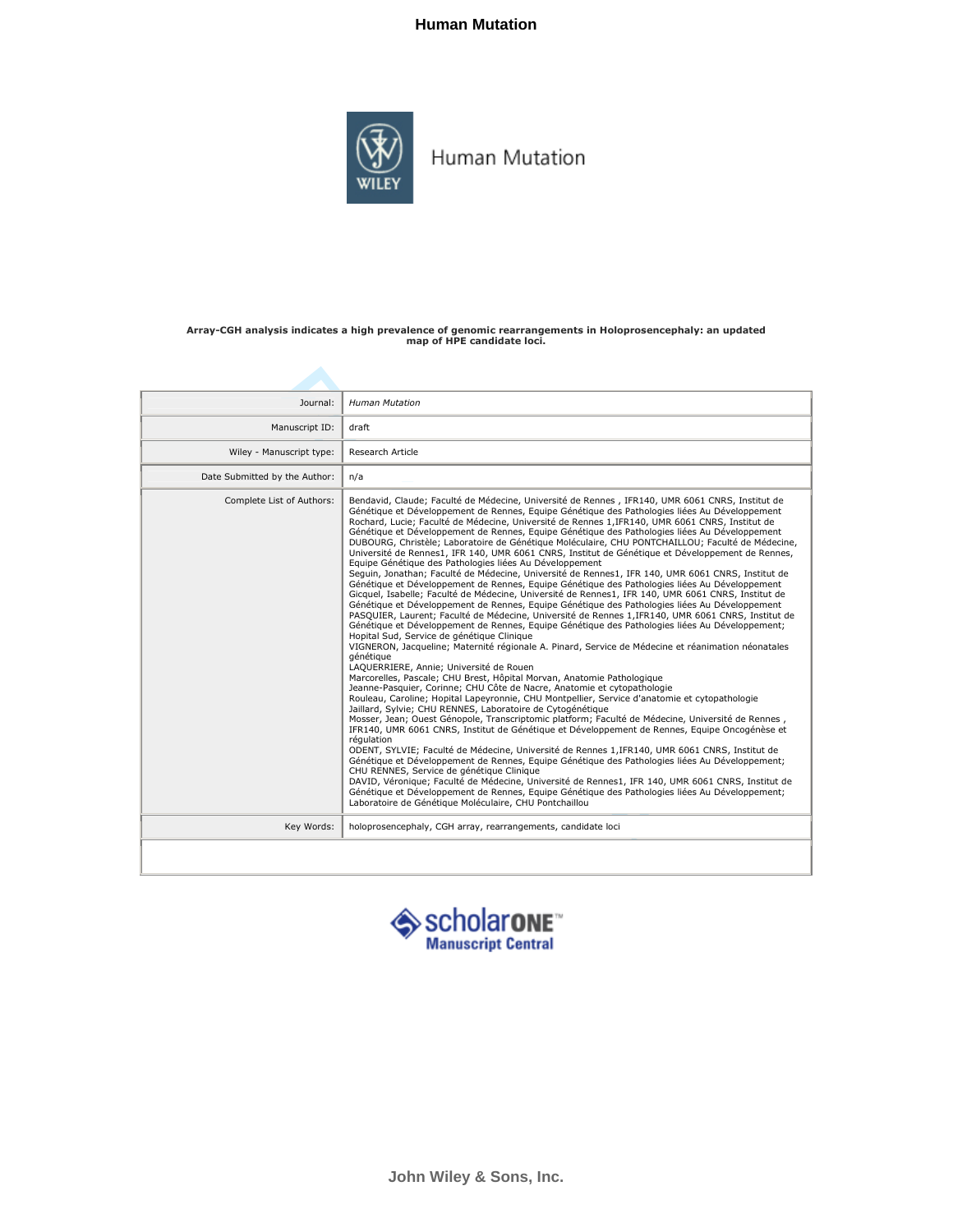# Human Mutation

Human Mutation

**Array-CGH analysis indicates a high prevalence of genomic rearrangements in Holoprosencephaly: an updated map of HPE candidate loci.**

| | |
|---|---|
| Journal: | *Human Mutation* |
| Manuscript ID: | draft |
| Wiley - Manuscript type: | Research Article |
| Date Submitted by the Author: | n/a |
| Complete List of Authors: | Bendavid, Claude; Faculté de Médecine, Université de Rennes , IFR140, UMR 6061 CNRS, Institut de Génétique et Développement de Rennes, Equipe Génétique des Pathologies liées Au Développement<br>Rochard, Lucie; Faculté de Médecine, Université de Rennes 1,IFR140, UMR 6061 CNRS, Institut de Génétique et Développement de Rennes, Equipe Génétique des Pathologies liées Au Développement<br>DUBOURG, Christèle; Laboratoire de Génétique Moléculaire, CHU PONTCHAILLOU; Faculté de Médecine, Université de Rennes1, IFR 140, UMR 6061 CNRS, Institut de Génétique et Développement de Rennes, Equipe Génétique des Pathologies liées Au Développement<br>Seguin, Jonathan; Faculté de Médecine, Université de Rennes1, IFR 140, UMR 6061 CNRS, Institut de Génétique et Développement de Rennes, Equipe Génétique des Pathologies liées Au Développement<br>Gicquel, Isabelle; Faculté de Médecine, Université de Rennes1, IFR 140, UMR 6061 CNRS, Institut de Génétique et Développement de Rennes, Equipe Génétique des Pathologies liées Au Développement<br>PASQUIER, Laurent; Faculté de Médecine, Université de Rennes 1,IFR140, UMR 6061 CNRS, Institut de Génétique et Développement de Rennes, Equipe Génétique des Pathologies liées Au Développement; Hopital Sud, Service de génétique Clinique<br>VIGNERON, Jacqueline; Maternité régionale A. Pinard, Service de Médecine et réanimation néonatales génétique<br>LAQUERRIERE, Annie; Université de Rouen<br>Marcorelles, Pascale; CHU Brest, Hôpital Morvan, Anatomie Pathologique<br>Jeanne-Pasquier, Corinne; CHU Côte de Nacre, Anatomie et cytopathologie<br>Rouleau, Caroline; Hopital Lapeyronnie, CHU Montpellier, Service d'anatomie et cytopathologie<br>Jaillard, Sylvie; CHU RENNES, Laboratoire de Cytogénétique<br>Mosser, Jean; Ouest Génopole, Transcriptomic platform; Faculté de Médecine, Université de Rennes , IFR140, UMR 6061 CNRS, Institut de Génétique et Développement de Rennes, Equipe Oncogénèse et régulation<br>ODENT, SYLVIE; Faculté de Médecine, Université de Rennes 1,IFR140, UMR 6061 CNRS, Institut de Génétique et Développement de Rennes, Equipe Génétique des Pathologies liées Au Développement; CHU RENNES, Service de génétique Clinique<br>DAVID, Véronique; Faculté de Médecine, Université de Rennes1, IFR 140, UMR 6061 CNRS, Institut de Génétique et Développement de Rennes, Equipe Génétique des Pathologies liées Au Développement; Laboratoire de Génétique Moléculaire, CHU Pontchaillou |
| Key Words: | holoprosencephaly, CGH array, rearrangements, candidate loci |

scholarONE™ Manuscript Central

John Wiley & Sons, Inc.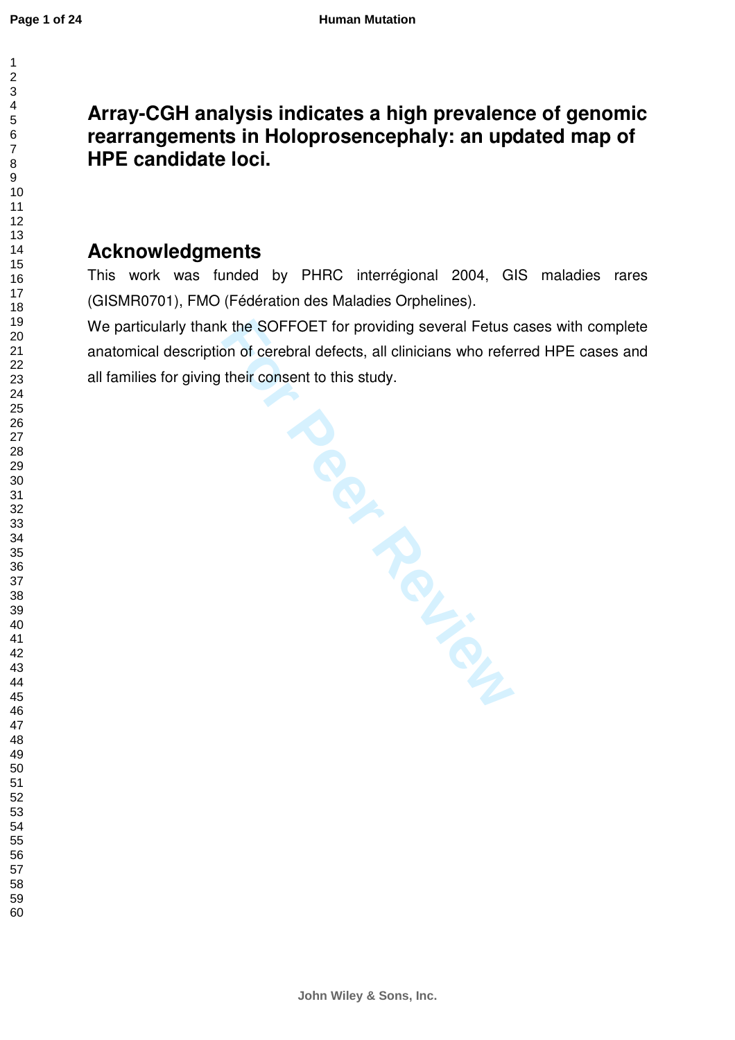# Array-CGH analysis indicates a high prevalence of genomic rearrangements in Holoprosencephaly: an updated map of HPE candidate loci.

## Acknowledgments

This work was funded by PHRC interrégional 2004, GIS maladies rares (GISMR0701), FMO (Fédération des Maladies Orphelines).

We particularly thank the SOFFOET for providing several Fetus cases with complete anatomical description of cerebral defects, all clinicians who referred HPE cases and all families for giving their consent to this study.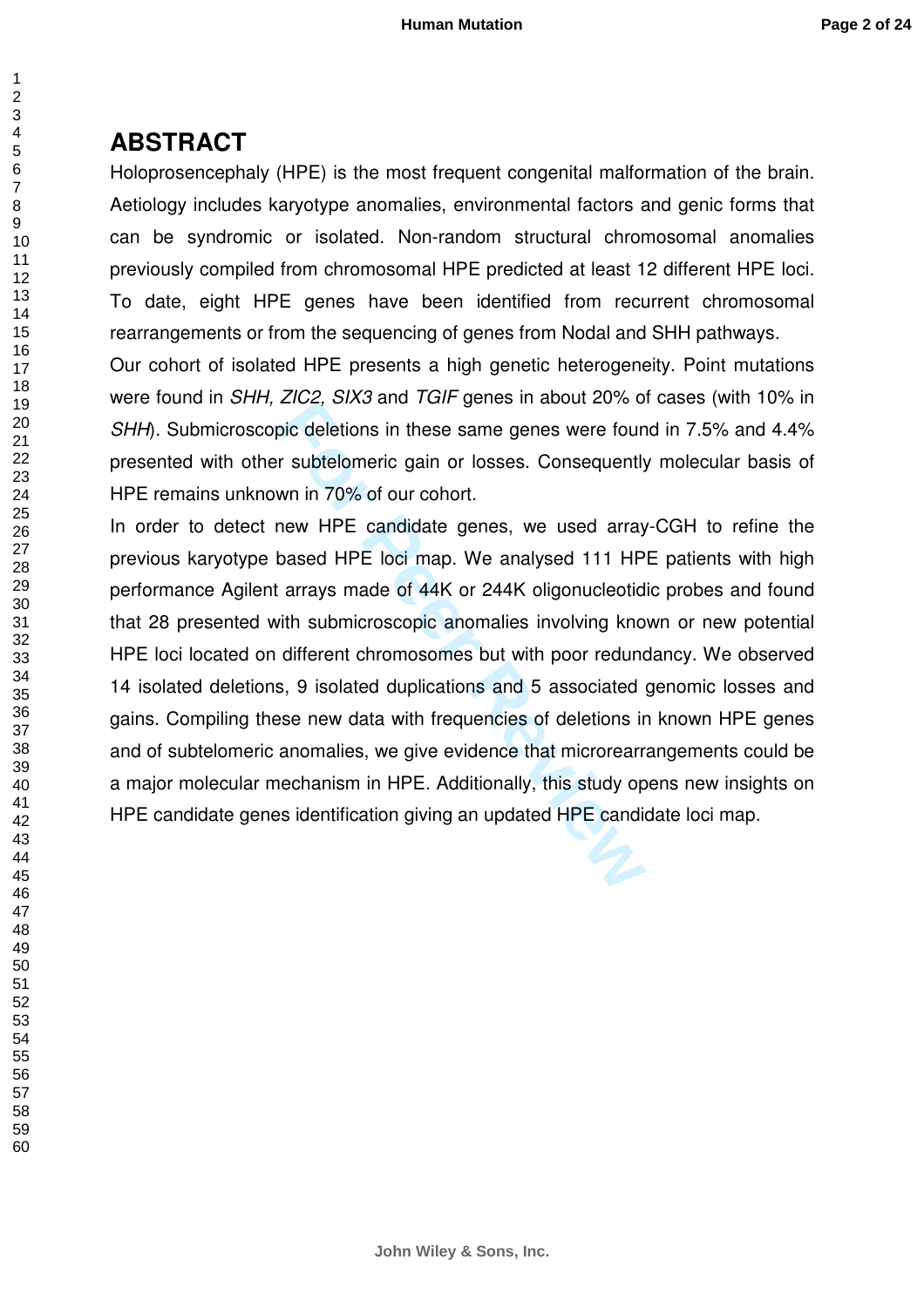# ABSTRACT

Holoprosencephaly (HPE) is the most frequent congenital malformation of the brain. Aetiology includes karyotype anomalies, environmental factors and genic forms that can be syndromic or isolated. Non-random structural chromosomal anomalies previously compiled from chromosomal HPE predicted at least 12 different HPE loci. To date, eight HPE genes have been identified from recurrent chromosomal rearrangements or from the sequencing of genes from Nodal and SHH pathways.

Our cohort of isolated HPE presents a high genetic heterogeneity. Point mutations were found in *SHH, ZIC2, SIX3* and *TGIF* genes in about 20% of cases (with 10% in *SHH*). Submicroscopic deletions in these same genes were found in 7.5% and 4.4% presented with other subtelomeric gain or losses. Consequently molecular basis of HPE remains unknown in 70% of our cohort.

In order to detect new HPE candidate genes, we used array-CGH to refine the previous karyotype based HPE loci map. We analysed 111 HPE patients with high performance Agilent arrays made of 44K or 244K oligonucleotidic probes and found that 28 presented with submicroscopic anomalies involving known or new potential HPE loci located on different chromosomes but with poor redundancy. We observed 14 isolated deletions, 9 isolated duplications and 5 associated genomic losses and gains. Compiling these new data with frequencies of deletions in known HPE genes and of subtelomeric anomalies, we give evidence that microrearrangements could be a major molecular mechanism in HPE. Additionally, this study opens new insights on HPE candidate genes identification giving an updated HPE candidate loci map.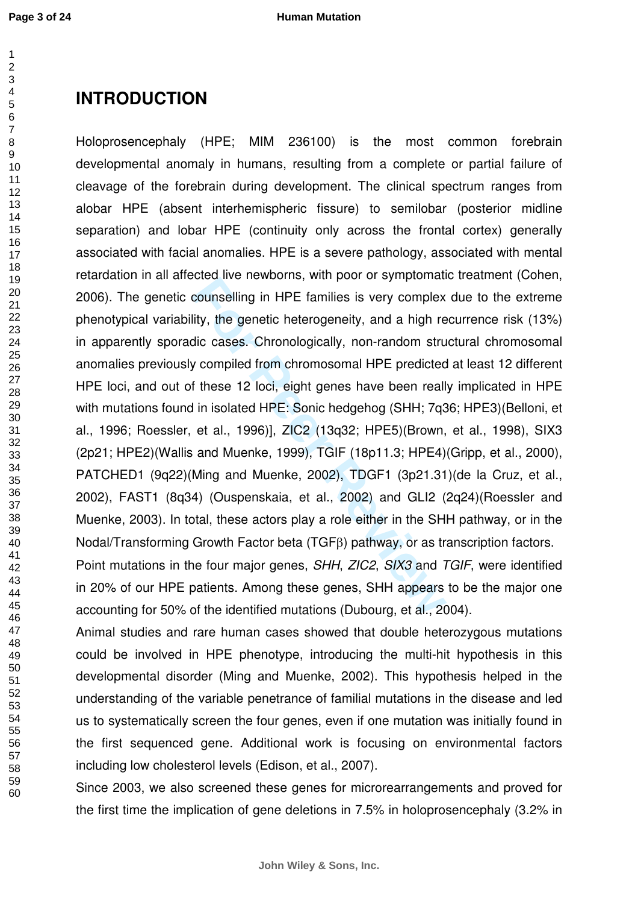# INTRODUCTION

Holoprosencephaly (HPE; MIM 236100) is the most common forebrain developmental anomaly in humans, resulting from a complete or partial failure of cleavage of the forebrain during development. The clinical spectrum ranges from alobar HPE (absent interhemispheric fissure) to semilobar (posterior midline separation) and lobar HPE (continuity only across the frontal cortex) generally associated with facial anomalies. HPE is a severe pathology, associated with mental retardation in all affected live newborns, with poor or symptomatic treatment (Cohen, 2006). The genetic counselling in HPE families is very complex due to the extreme phenotypical variability, the genetic heterogeneity, and a high recurrence risk (13%) in apparently sporadic cases. Chronologically, non-random structural chromosomal anomalies previously compiled from chromosomal HPE predicted at least 12 different HPE loci, and out of these 12 loci, eight genes have been really implicated in HPE with mutations found in isolated HPE: Sonic hedgehog (SHH; 7q36; HPE3)(Belloni, et al., 1996; Roessler, et al., 1996)], ZIC2 (13q32; HPE5)(Brown, et al., 1998), SIX3 (2p21; HPE2)(Wallis and Muenke, 1999), TGIF (18p11.3; HPE4)(Gripp, et al., 2000), PATCHED1 (9q22)(Ming and Muenke, 2002), TDGF1 (3p21.31)(de la Cruz, et al., 2002), FAST1 (8q34) (Ouspenskaia, et al., 2002) and GLI2 (2q24)(Roessler and Muenke, 2003). In total, these actors play a role either in the SHH pathway, or in the Nodal/Transforming Growth Factor beta (TGF$\beta$) pathway, or as transcription factors.

Point mutations in the four major genes, *SHH*, *ZIC2*, *SIX3* and *TGIF*, were identified in 20% of our HPE patients. Among these genes, SHH appears to be the major one accounting for 50% of the identified mutations (Dubourg, et al., 2004).

Animal studies and rare human cases showed that double heterozygous mutations could be involved in HPE phenotype, introducing the multi-hit hypothesis in this developmental disorder (Ming and Muenke, 2002). This hypothesis helped in the understanding of the variable penetrance of familial mutations in the disease and led us to systematically screen the four genes, even if one mutation was initially found in the first sequenced gene. Additional work is focusing on environmental factors including low cholesterol levels (Edison, et al., 2007).

Since 2003, we also screened these genes for microrearrangements and proved for the first time the implication of gene deletions in 7.5% in holoprosencephaly (3.2% in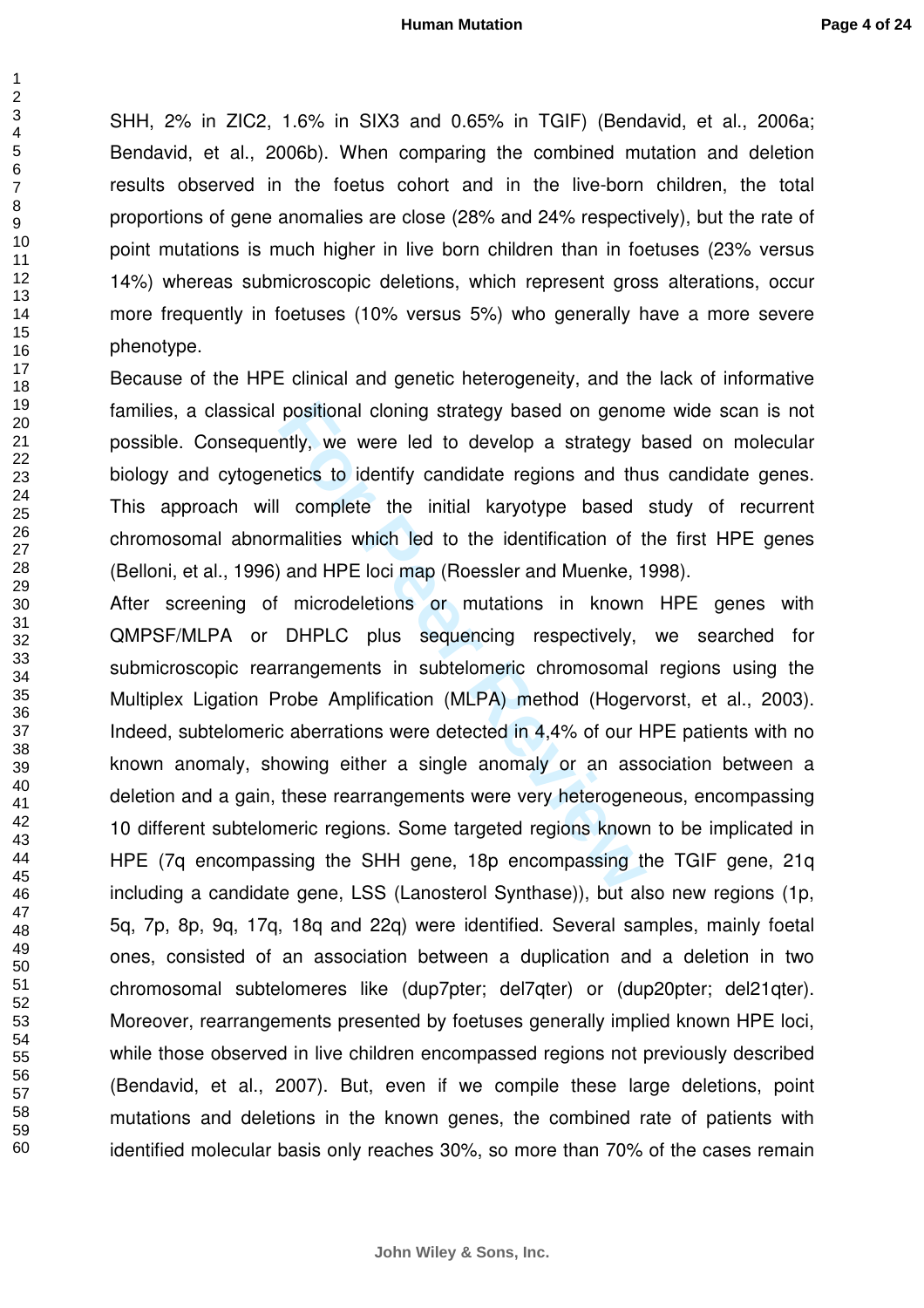SHH, 2% in ZIC2, 1.6% in SIX3 and 0.65% in TGIF) (Bendavid, et al., 2006a; Bendavid, et al., 2006b). When comparing the combined mutation and deletion results observed in the foetus cohort and in the live-born children, the total proportions of gene anomalies are close (28% and 24% respectively), but the rate of point mutations is much higher in live born children than in foetuses (23% versus 14%) whereas submicroscopic deletions, which represent gross alterations, occur more frequently in foetuses (10% versus 5%) who generally have a more severe phenotype.

Because of the HPE clinical and genetic heterogeneity, and the lack of informative families, a classical positional cloning strategy based on genome wide scan is not possible. Consequently, we were led to develop a strategy based on molecular biology and cytogenetics to identify candidate regions and thus candidate genes. This approach will complete the initial karyotype based study of recurrent chromosomal abnormalities which led to the identification of the first HPE genes (Belloni, et al., 1996) and HPE loci map (Roessler and Muenke, 1998).

After screening of microdeletions or mutations in known HPE genes with QMPSF/MLPA or DHPLC plus sequencing respectively, we searched for submicroscopic rearrangements in subtelomeric chromosomal regions using the Multiplex Ligation Probe Amplification (MLPA) method (Hogervorst, et al., 2003). Indeed, subtelomeric aberrations were detected in 4,4% of our HPE patients with no known anomaly, showing either a single anomaly or an association between a deletion and a gain, these rearrangements were very heterogeneous, encompassing 10 different subtelomeric regions. Some targeted regions known to be implicated in HPE (7q encompassing the SHH gene, 18p encompassing the TGIF gene, 21q including a candidate gene, LSS (Lanosterol Synthase)), but also new regions (1p, 5q, 7p, 8p, 9q, 17q, 18q and 22q) were identified. Several samples, mainly foetal ones, consisted of an association between a duplication and a deletion in two chromosomal subtelomeres like (dup7pter; del7qter) or (dup20pter; del21qter). Moreover, rearrangements presented by foetuses generally implied known HPE loci, while those observed in live children encompassed regions not previously described (Bendavid, et al., 2007). But, even if we compile these large deletions, point mutations and deletions in the known genes, the combined rate of patients with identified molecular basis only reaches 30%, so more than 70% of the cases remain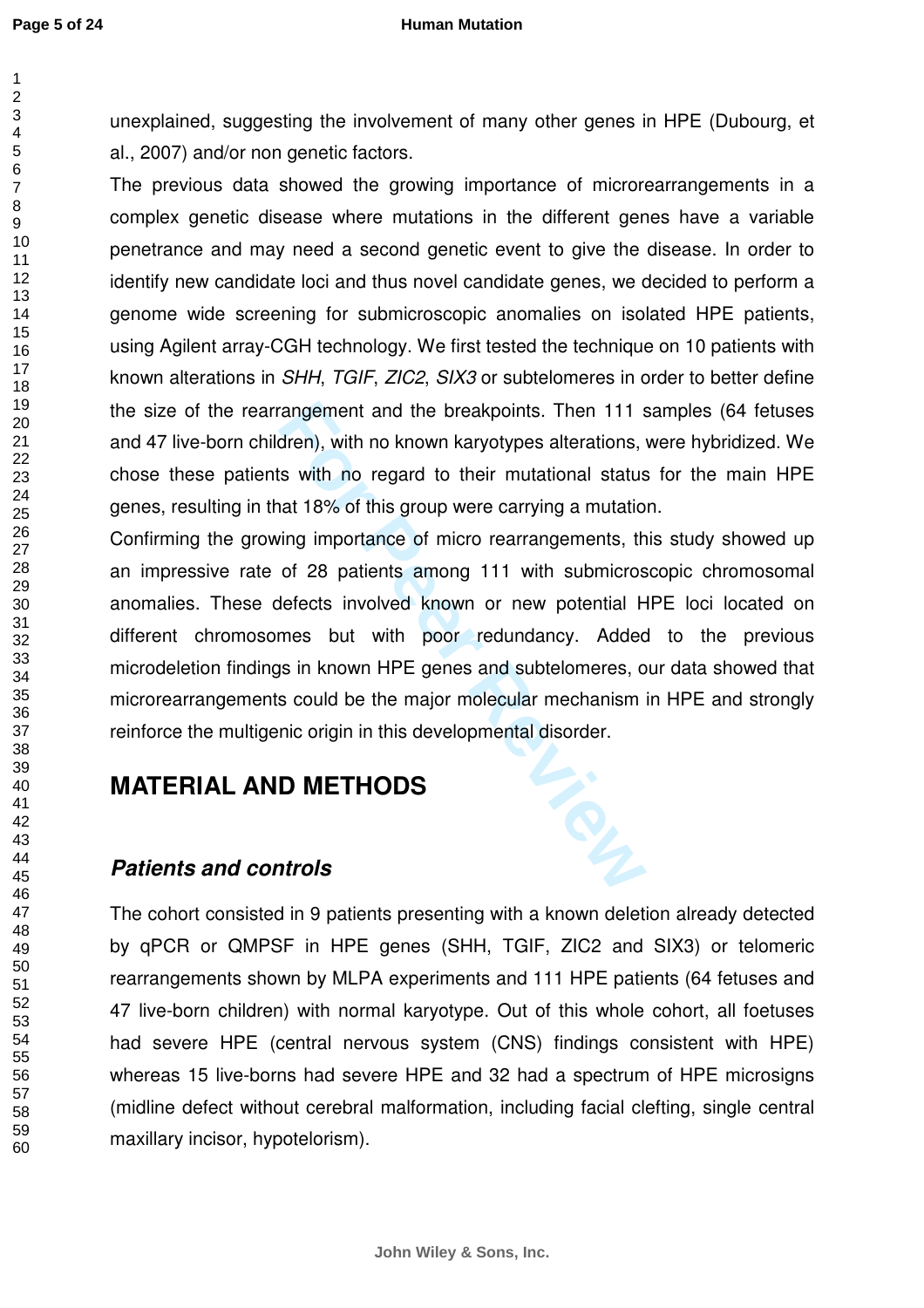unexplained, suggesting the involvement of many other genes in HPE (Dubourg, et al., 2007) and/or non genetic factors.

The previous data showed the growing importance of microrearrangements in a complex genetic disease where mutations in the different genes have a variable penetrance and may need a second genetic event to give the disease. In order to identify new candidate loci and thus novel candidate genes, we decided to perform a genome wide screening for submicroscopic anomalies on isolated HPE patients, using Agilent array-CGH technology. We first tested the technique on 10 patients with known alterations in *SHH*, *TGIF*, *ZIC2*, *SIX3* or subtelomeres in order to better define the size of the rearrangement and the breakpoints. Then 111 samples (64 fetuses and 47 live-born children), with no known karyotypes alterations, were hybridized. We chose these patients with no regard to their mutational status for the main HPE genes, resulting in that 18% of this group were carrying a mutation.

Confirming the growing importance of micro rearrangements, this study showed up an impressive rate of 28 patients among 111 with submicroscopic chromosomal anomalies. These defects involved known or new potential HPE loci located on different chromosomes but with poor redundancy. Added to the previous microdeletion findings in known HPE genes and subtelomeres, our data showed that microrearrangements could be the major molecular mechanism in HPE and strongly reinforce the multigenic origin in this developmental disorder.

# MATERIAL AND METHODS

## *Patients and controls*

The cohort consisted in 9 patients presenting with a known deletion already detected by qPCR or QMPSF in HPE genes (SHH, TGIF, ZIC2 and SIX3) or telomeric rearrangements shown by MLPA experiments and 111 HPE patients (64 fetuses and 47 live-born children) with normal karyotype. Out of this whole cohort, all foetuses had severe HPE (central nervous system (CNS) findings consistent with HPE) whereas 15 live-borns had severe HPE and 32 had a spectrum of HPE microsigns (midline defect without cerebral malformation, including facial clefting, single central maxillary incisor, hypotelorism).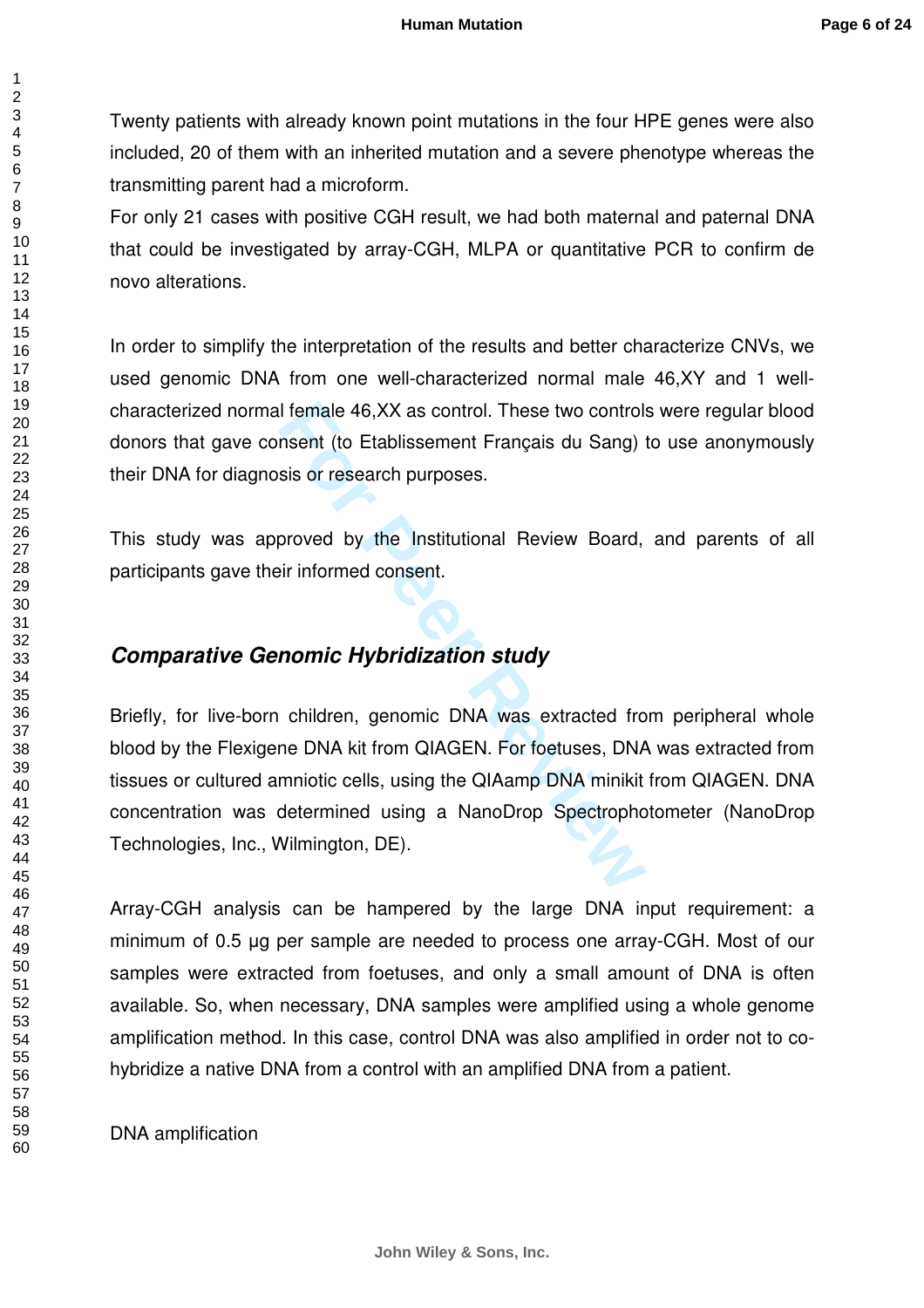Twenty patients with already known point mutations in the four HPE genes were also included, 20 of them with an inherited mutation and a severe phenotype whereas the transmitting parent had a microform.

For only 21 cases with positive CGH result, we had both maternal and paternal DNA that could be investigated by array-CGH, MLPA or quantitative PCR to confirm de novo alterations.

In order to simplify the interpretation of the results and better characterize CNVs, we used genomic DNA from one well-characterized normal male 46,XY and 1 well-characterized normal female 46,XX as control. These two controls were regular blood donors that gave consent (to Etablissement Français du Sang) to use anonymously their DNA for diagnosis or research purposes.

This study was approved by the Institutional Review Board, and parents of all participants gave their informed consent.

## *Comparative Genomic Hybridization study*

Briefly, for live-born children, genomic DNA was extracted from peripheral whole blood by the Flexigene DNA kit from QIAGEN. For foetuses, DNA was extracted from tissues or cultured amniotic cells, using the QIAamp DNA minikit from QIAGEN. DNA concentration was determined using a NanoDrop Spectrophotometer (NanoDrop Technologies, Inc., Wilmington, DE).

Array-CGH analysis can be hampered by the large DNA input requirement: a minimum of 0.5 µg per sample are needed to process one array-CGH. Most of our samples were extracted from foetuses, and only a small amount of DNA is often available. So, when necessary, DNA samples were amplified using a whole genome amplification method. In this case, control DNA was also amplified in order not to co-hybridize a native DNA from a control with an amplified DNA from a patient.

DNA amplification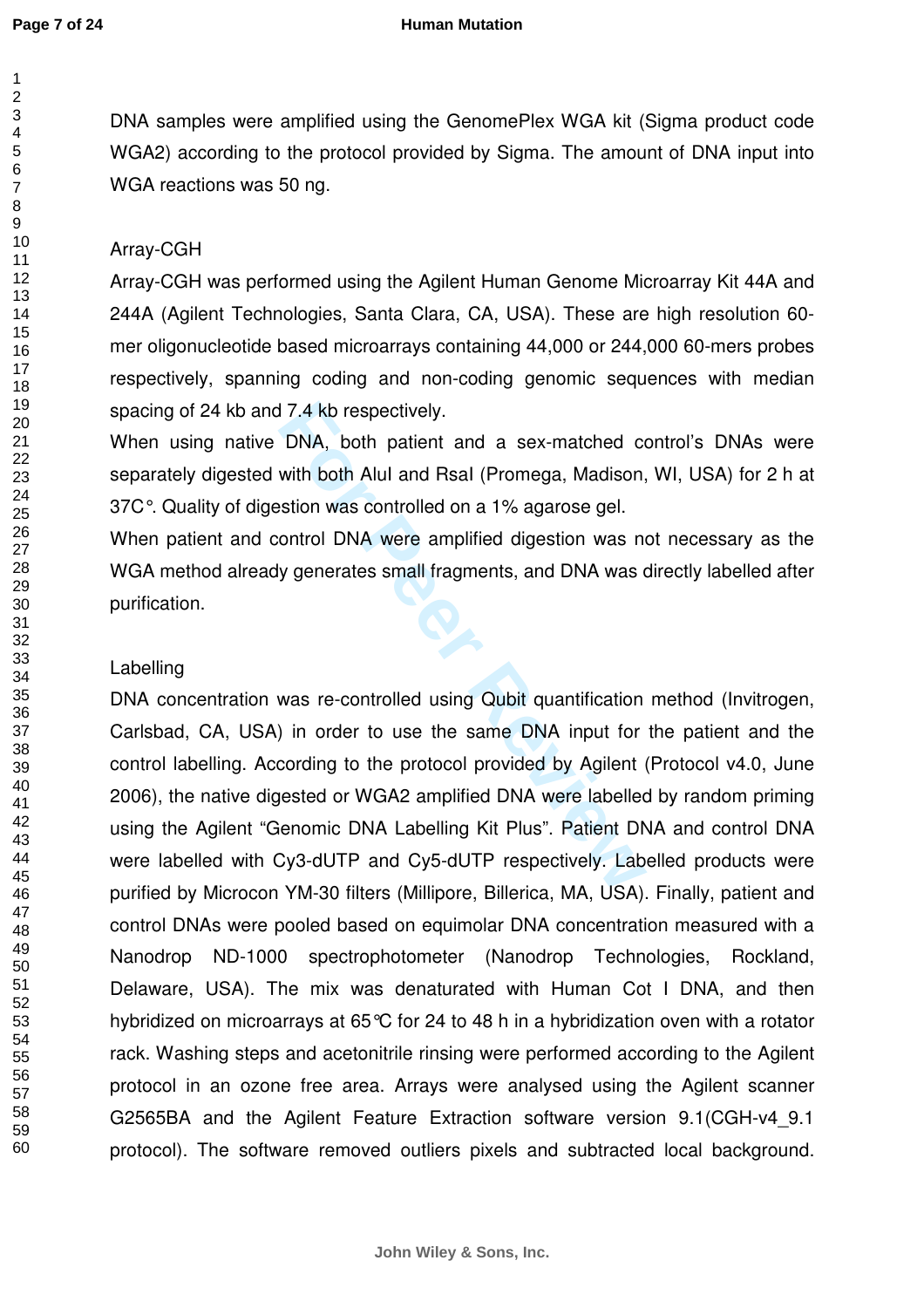DNA samples were amplified using the GenomePlex WGA kit (Sigma product code WGA2) according to the protocol provided by Sigma. The amount of DNA input into WGA reactions was 50 ng.

## Array-CGH

Array-CGH was performed using the Agilent Human Genome Microarray Kit 44A and 244A (Agilent Technologies, Santa Clara, CA, USA). These are high resolution 60-mer oligonucleotide based microarrays containing 44,000 or 244,000 60-mers probes respectively, spanning coding and non-coding genomic sequences with median spacing of 24 kb and 7.4 kb respectively.

When using native DNA, both patient and a sex-matched control's DNAs were separately digested with both AluI and RsaI (Promega, Madison, WI, USA) for 2 h at 37C°. Quality of digestion was controlled on a 1% agarose gel.

When patient and control DNA were amplified digestion was not necessary as the WGA method already generates small fragments, and DNA was directly labelled after purification.

## Labelling

DNA concentration was re-controlled using Qubit quantification method (Invitrogen, Carlsbad, CA, USA) in order to use the same DNA input for the patient and the control labelling. According to the protocol provided by Agilent (Protocol v4.0, June 2006), the native digested or WGA2 amplified DNA were labelled by random priming using the Agilent "Genomic DNA Labelling Kit Plus". Patient DNA and control DNA were labelled with Cy3-dUTP and Cy5-dUTP respectively. Labelled products were purified by Microcon YM-30 filters (Millipore, Billerica, MA, USA). Finally, patient and control DNAs were pooled based on equimolar DNA concentration measured with a Nanodrop ND-1000 spectrophotometer (Nanodrop Technologies, Rockland, Delaware, USA). The mix was denaturated with Human Cot I DNA, and then hybridized on microarrays at 65°C for 24 to 48 h in a hybridization oven with a rotator rack. Washing steps and acetonitrile rinsing were performed according to the Agilent protocol in an ozone free area. Arrays were analysed using the Agilent scanner G2565BA and the Agilent Feature Extraction software version 9.1(CGH-v4_9.1 protocol). The software removed outliers pixels and subtracted local background.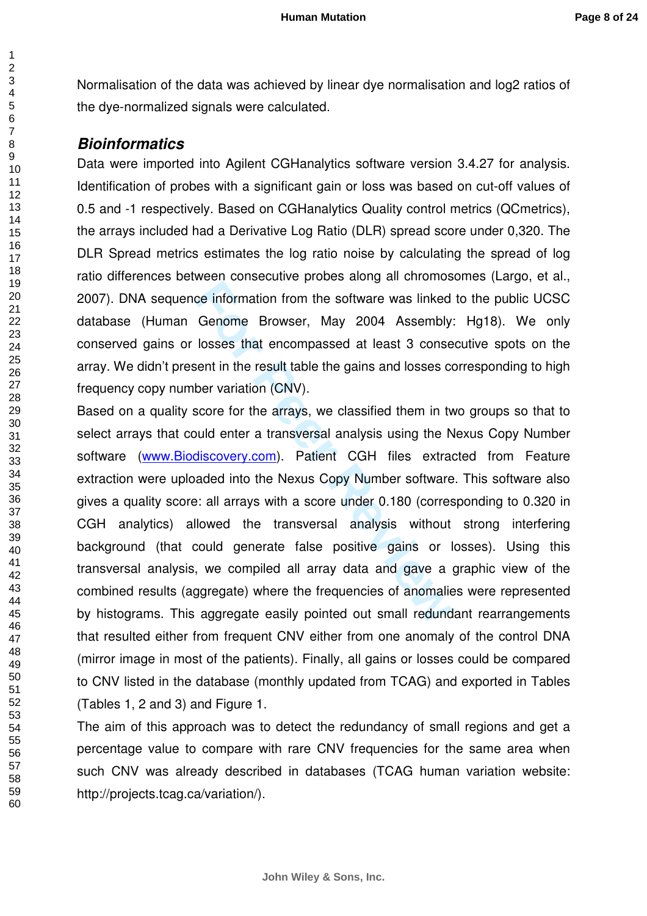Normalisation of the data was achieved by linear dye normalisation and log2 ratios of the dye-normalized signals were calculated.

### *Bioinformatics*

Data were imported into Agilent CGHanalytics software version 3.4.27 for analysis. Identification of probes with a significant gain or loss was based on cut-off values of 0.5 and -1 respectively. Based on CGHanalytics Quality control metrics (QCmetrics), the arrays included had a Derivative Log Ratio (DLR) spread score under 0,320. The DLR Spread metrics estimates the log ratio noise by calculating the spread of log ratio differences between consecutive probes along all chromosomes (Largo, et al., 2007). DNA sequence information from the software was linked to the public UCSC database (Human Genome Browser, May 2004 Assembly: Hg18). We only conserved gains or losses that encompassed at least 3 consecutive spots on the array. We didn't present in the result table the gains and losses corresponding to high frequency copy number variation (CNV).

Based on a quality score for the arrays, we classified them in two groups so that to select arrays that could enter a transversal analysis using the Nexus Copy Number software (www.Biodiscovery.com). Patient CGH files extracted from Feature extraction were uploaded into the Nexus Copy Number software. This software also gives a quality score: all arrays with a score under 0.180 (corresponding to 0.320 in CGH analytics) allowed the transversal analysis without strong interfering background (that could generate false positive gains or losses). Using this transversal analysis, we compiled all array data and gave a graphic view of the combined results (aggregate) where the frequencies of anomalies were represented by histograms. This aggregate easily pointed out small redundant rearrangements that resulted either from frequent CNV either from one anomaly of the control DNA (mirror image in most of the patients). Finally, all gains or losses could be compared to CNV listed in the database (monthly updated from TCAG) and exported in Tables (Tables 1, 2 and 3) and Figure 1.

The aim of this approach was to detect the redundancy of small regions and get a percentage value to compare with rare CNV frequencies for the same area when such CNV was already described in databases (TCAG human variation website: http://projects.tcag.ca/variation/).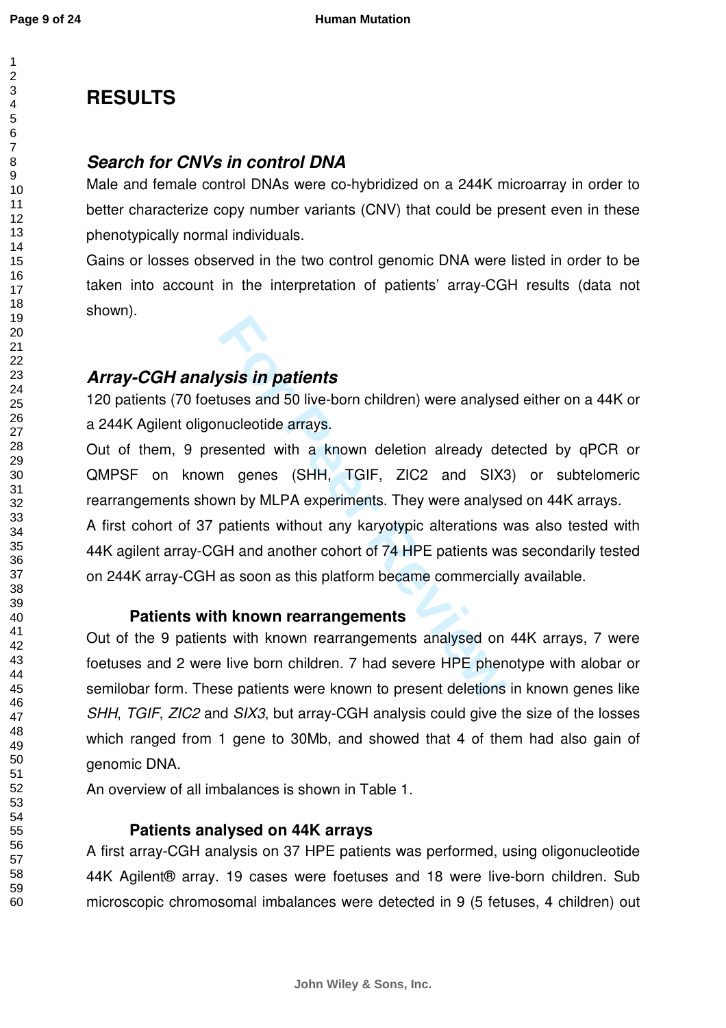# RESULTS

## *Search for CNVs in control DNA*

Male and female control DNAs were co-hybridized on a 244K microarray in order to better characterize copy number variants (CNV) that could be present even in these phenotypically normal individuals.

Gains or losses observed in the two control genomic DNA were listed in order to be taken into account in the interpretation of patients' array-CGH results (data not shown).

## *Array-CGH analysis in patients*

120 patients (70 foetuses and 50 live-born children) were analysed either on a 44K or a 244K Agilent oligonucleotide arrays.

Out of them, 9 presented with a known deletion already detected by qPCR or QMPSF on known genes (SHH, TGIF, ZIC2 and SIX3) or subtelomeric rearrangements shown by MLPA experiments. They were analysed on 44K arrays.

A first cohort of 37 patients without any karyotypic alterations was also tested with 44K agilent array-CGH and another cohort of 74 HPE patients was secondarily tested on 244K array-CGH as soon as this platform became commercially available.

### Patients with known rearrangements

Out of the 9 patients with known rearrangements analysed on 44K arrays, 7 were foetuses and 2 were live born children. 7 had severe HPE phenotype with alobar or semilobar form. These patients were known to present deletions in known genes like *SHH*, *TGIF*, *ZIC2* and *SIX3*, but array-CGH analysis could give the size of the losses which ranged from 1 gene to 30Mb, and showed that 4 of them had also gain of genomic DNA.

An overview of all imbalances is shown in Table 1.

### Patients analysed on 44K arrays

A first array-CGH analysis on 37 HPE patients was performed, using oligonucleotide 44K Agilent® array. 19 cases were foetuses and 18 were live-born children. Sub microscopic chromosomal imbalances were detected in 9 (5 fetuses, 4 children) out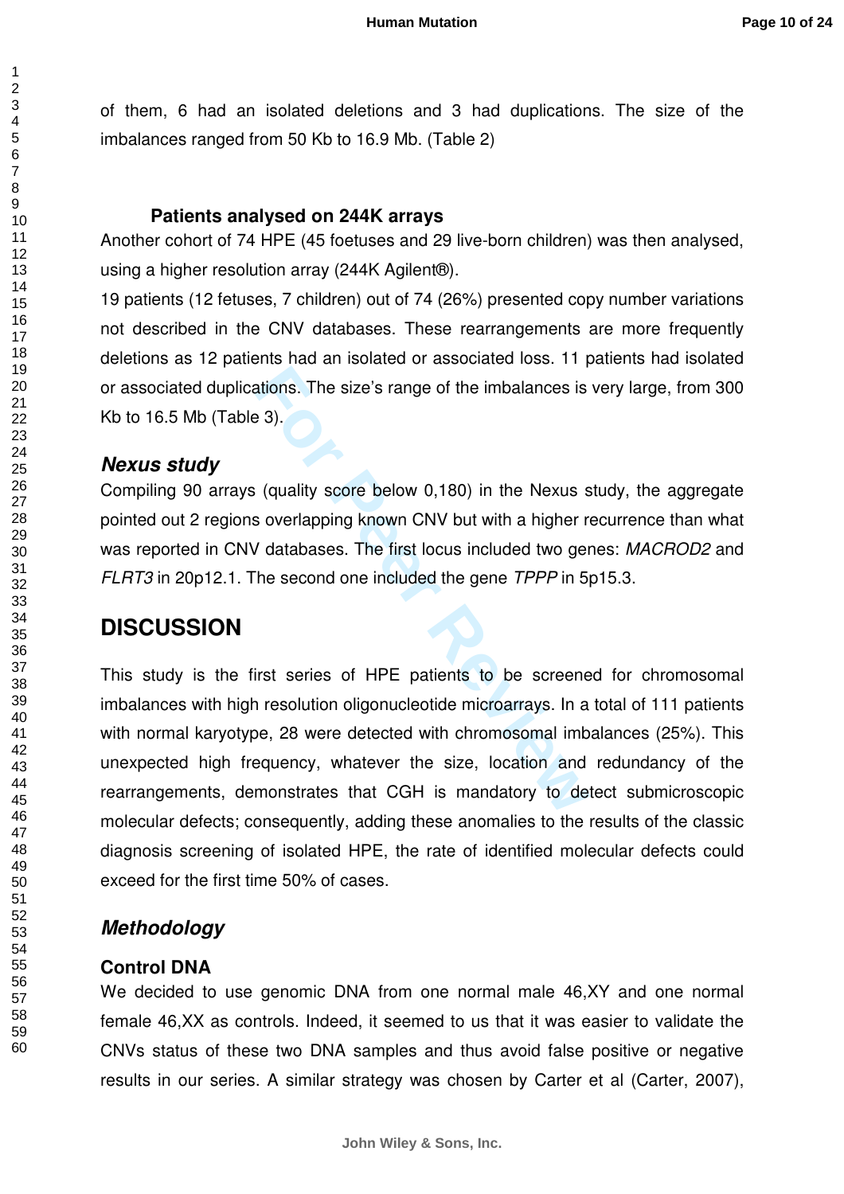of them, 6 had an isolated deletions and 3 had duplications. The size of the imbalances ranged from 50 Kb to 16.9 Mb. (Table 2)

### Patients analysed on 244K arrays

Another cohort of 74 HPE (45 foetuses and 29 live-born children) was then analysed, using a higher resolution array (244K Agilent®).

19 patients (12 fetuses, 7 children) out of 74 (26%) presented copy number variations not described in the CNV databases. These rearrangements are more frequently deletions as 12 patients had an isolated or associated loss. 11 patients had isolated or associated duplications. The size's range of the imbalances is very large, from 300 Kb to 16.5 Mb (Table 3).

### *Nexus study*

Compiling 90 arrays (quality score below 0,180) in the Nexus study, the aggregate pointed out 2 regions overlapping known CNV but with a higher recurrence than what was reported in CNV databases. The first locus included two genes: *MACROD2* and *FLRT3* in 20p12.1. The second one included the gene *TPPP* in 5p15.3.

## DISCUSSION

This study is the first series of HPE patients to be screened for chromosomal imbalances with high resolution oligonucleotide microarrays. In a total of 111 patients with normal karyotype, 28 were detected with chromosomal imbalances (25%). This unexpected high frequency, whatever the size, location and redundancy of the rearrangements, demonstrates that CGH is mandatory to detect submicroscopic molecular defects; consequently, adding these anomalies to the results of the classic diagnosis screening of isolated HPE, the rate of identified molecular defects could exceed for the first time 50% of cases.

### *Methodology*

#### Control DNA

We decided to use genomic DNA from one normal male 46,XY and one normal female 46,XX as controls. Indeed, it seemed to us that it was easier to validate the CNVs status of these two DNA samples and thus avoid false positive or negative results in our series. A similar strategy was chosen by Carter et al (Carter, 2007),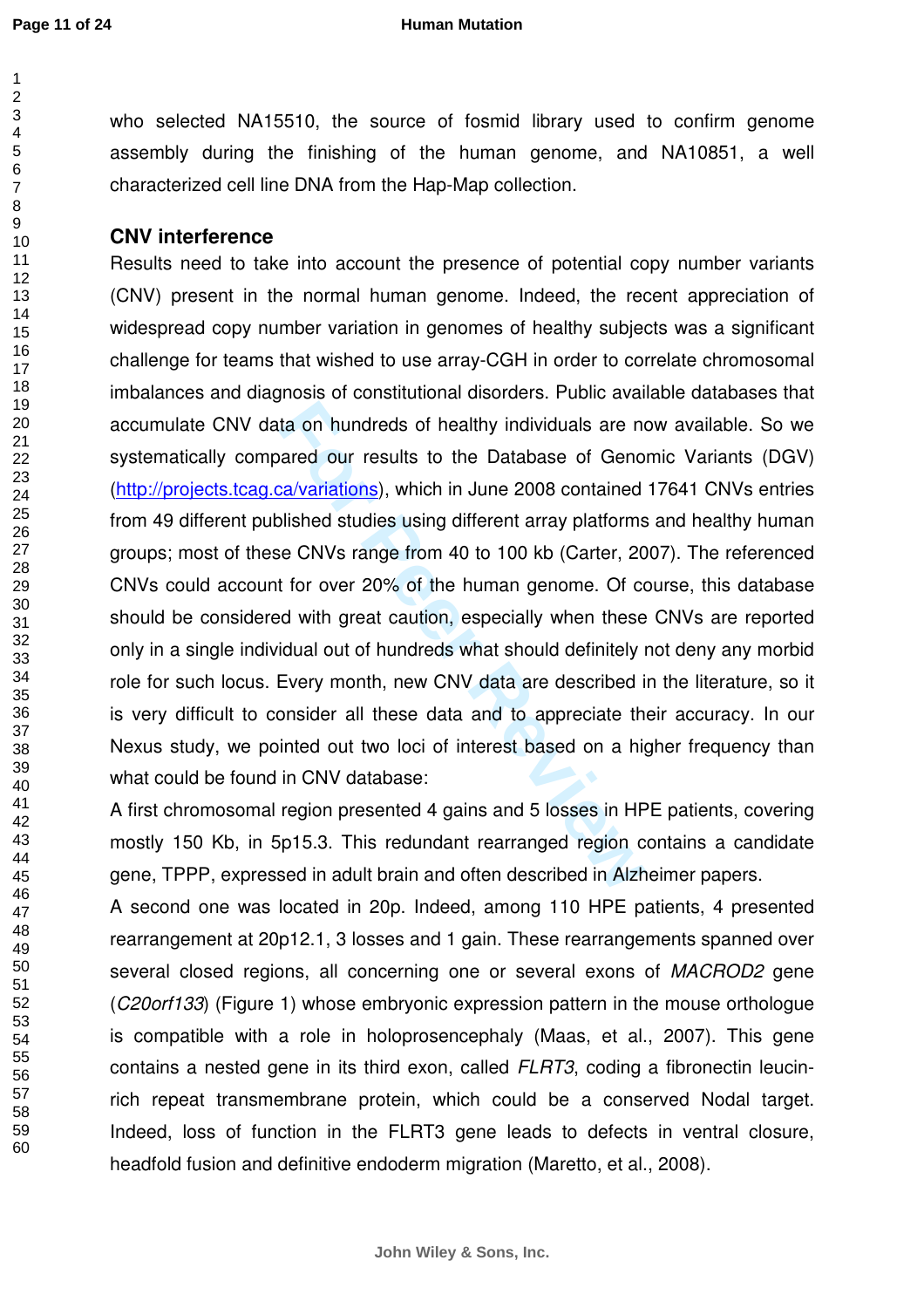who selected NA15510, the source of fosmid library used to confirm genome assembly during the finishing of the human genome, and NA10851, a well characterized cell line DNA from the Hap-Map collection.

## CNV interference

Results need to take into account the presence of potential copy number variants (CNV) present in the normal human genome. Indeed, the recent appreciation of widespread copy number variation in genomes of healthy subjects was a significant challenge for teams that wished to use array-CGH in order to correlate chromosomal imbalances and diagnosis of constitutional disorders. Public available databases that accumulate CNV data on hundreds of healthy individuals are now available. So we systematically compared our results to the Database of Genomic Variants (DGV) (http://projects.tcag.ca/variations), which in June 2008 contained 17641 CNVs entries from 49 different published studies using different array platforms and healthy human groups; most of these CNVs range from 40 to 100 kb (Carter, 2007). The referenced CNVs could account for over 20% of the human genome. Of course, this database should be considered with great caution, especially when these CNVs are reported only in a single individual out of hundreds what should definitely not deny any morbid role for such locus. Every month, new CNV data are described in the literature, so it is very difficult to consider all these data and to appreciate their accuracy. In our Nexus study, we pointed out two loci of interest based on a higher frequency than what could be found in CNV database:

A first chromosomal region presented 4 gains and 5 losses in HPE patients, covering mostly 150 Kb, in 5p15.3. This redundant rearranged region contains a candidate gene, TPPP, expressed in adult brain and often described in Alzheimer papers.

A second one was located in 20p. Indeed, among 110 HPE patients, 4 presented rearrangement at 20p12.1, 3 losses and 1 gain. These rearrangements spanned over several closed regions, all concerning one or several exons of *MACROD2* gene (*C20orf133*) (Figure 1) whose embryonic expression pattern in the mouse orthologue is compatible with a role in holoprosencephaly (Maas, et al., 2007). This gene contains a nested gene in its third exon, called *FLRT3*, coding a fibronectin leucin-rich repeat transmembrane protein, which could be a conserved Nodal target. Indeed, loss of function in the FLRT3 gene leads to defects in ventral closure, headfold fusion and definitive endoderm migration (Maretto, et al., 2008).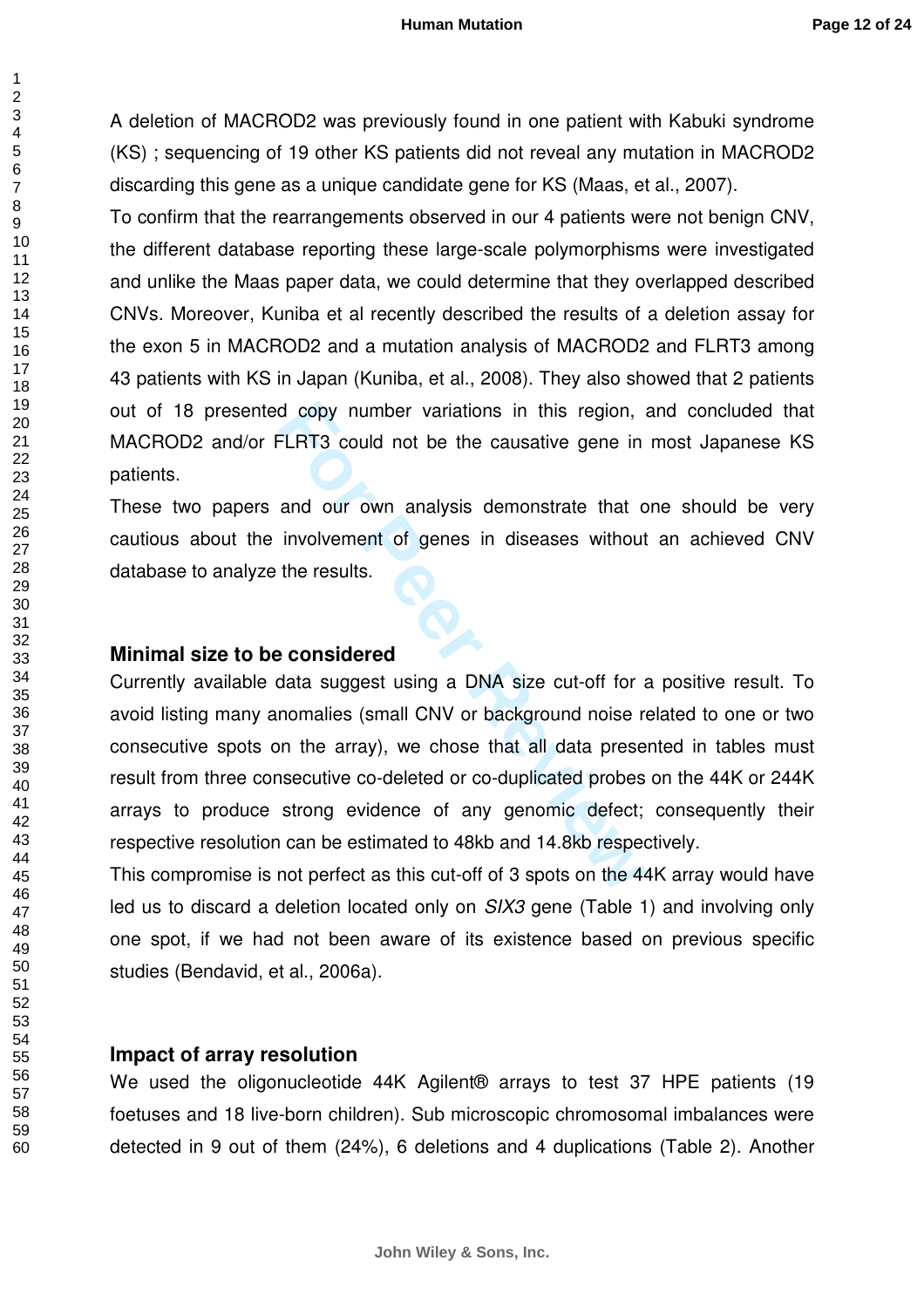A deletion of MACROD2 was previously found in one patient with Kabuki syndrome (KS) ; sequencing of 19 other KS patients did not reveal any mutation in MACROD2 discarding this gene as a unique candidate gene for KS (Maas, et al., 2007).

To confirm that the rearrangements observed in our 4 patients were not benign CNV, the different database reporting these large-scale polymorphisms were investigated and unlike the Maas paper data, we could determine that they overlapped described CNVs. Moreover, Kuniba et al recently described the results of a deletion assay for the exon 5 in MACROD2 and a mutation analysis of MACROD2 and FLRT3 among 43 patients with KS in Japan (Kuniba, et al., 2008). They also showed that 2 patients out of 18 presented copy number variations in this region, and concluded that MACROD2 and/or FLRT3 could not be the causative gene in most Japanese KS patients.

These two papers and our own analysis demonstrate that one should be very cautious about the involvement of genes in diseases without an achieved CNV database to analyze the results.

## Minimal size to be considered

Currently available data suggest using a DNA size cut-off for a positive result. To avoid listing many anomalies (small CNV or background noise related to one or two consecutive spots on the array), we chose that all data presented in tables must result from three consecutive co-deleted or co-duplicated probes on the 44K or 244K arrays to produce strong evidence of any genomic defect; consequently their respective resolution can be estimated to 48kb and 14.8kb respectively.

This compromise is not perfect as this cut-off of 3 spots on the 44K array would have led us to discard a deletion located only on *SIX3* gene (Table 1) and involving only one spot, if we had not been aware of its existence based on previous specific studies (Bendavid, et al., 2006a).

## Impact of array resolution

We used the oligonucleotide 44K Agilent® arrays to test 37 HPE patients (19 foetuses and 18 live-born children). Sub microscopic chromosomal imbalances were detected in 9 out of them (24%), 6 deletions and 4 duplications (Table 2). Another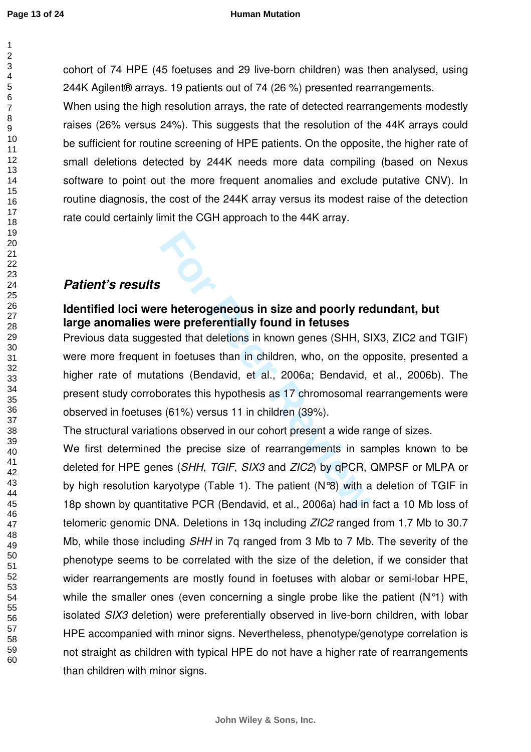cohort of 74 HPE (45 foetuses and 29 live-born children) was then analysed, using 244K Agilent® arrays. 19 patients out of 74 (26 %) presented rearrangements.

When using the high resolution arrays, the rate of detected rearrangements modestly raises (26% versus 24%). This suggests that the resolution of the 44K arrays could be sufficient for routine screening of HPE patients. On the opposite, the higher rate of small deletions detected by 244K needs more data compiling (based on Nexus software to point out the more frequent anomalies and exclude putative CNV). In routine diagnosis, the cost of the 244K array versus its modest raise of the detection rate could certainly limit the CGH approach to the 44K array.

## *Patient's results*

### Identified loci were heterogeneous in size and poorly redundant, but large anomalies were preferentially found in fetuses

Previous data suggested that deletions in known genes (SHH, SIX3, ZIC2 and TGIF) were more frequent in foetuses than in children, who, on the opposite, presented a higher rate of mutations (Bendavid, et al., 2006a; Bendavid, et al., 2006b). The present study corroborates this hypothesis as 17 chromosomal rearrangements were observed in foetuses (61%) versus 11 in children (39%).

The structural variations observed in our cohort present a wide range of sizes.

We first determined the precise size of rearrangements in samples known to be deleted for HPE genes (*SHH*, *TGIF*, *SIX3* and *ZIC2*) by qPCR, QMPSF or MLPA or by high resolution karyotype (Table 1). The patient (N°8) with a deletion of TGIF in 18p shown by quantitative PCR (Bendavid, et al., 2006a) had in fact a 10 Mb loss of telomeric genomic DNA. Deletions in 13q including *ZIC2* ranged from 1.7 Mb to 30.7 Mb, while those including *SHH* in 7q ranged from 3 Mb to 7 Mb. The severity of the phenotype seems to be correlated with the size of the deletion, if we consider that wider rearrangements are mostly found in foetuses with alobar or semi-lobar HPE, while the smaller ones (even concerning a single probe like the patient (N°1) with isolated *SIX3* deletion) were preferentially observed in live-born children, with lobar HPE accompanied with minor signs. Nevertheless, phenotype/genotype correlation is not straight as children with typical HPE do not have a higher rate of rearrangements than children with minor signs.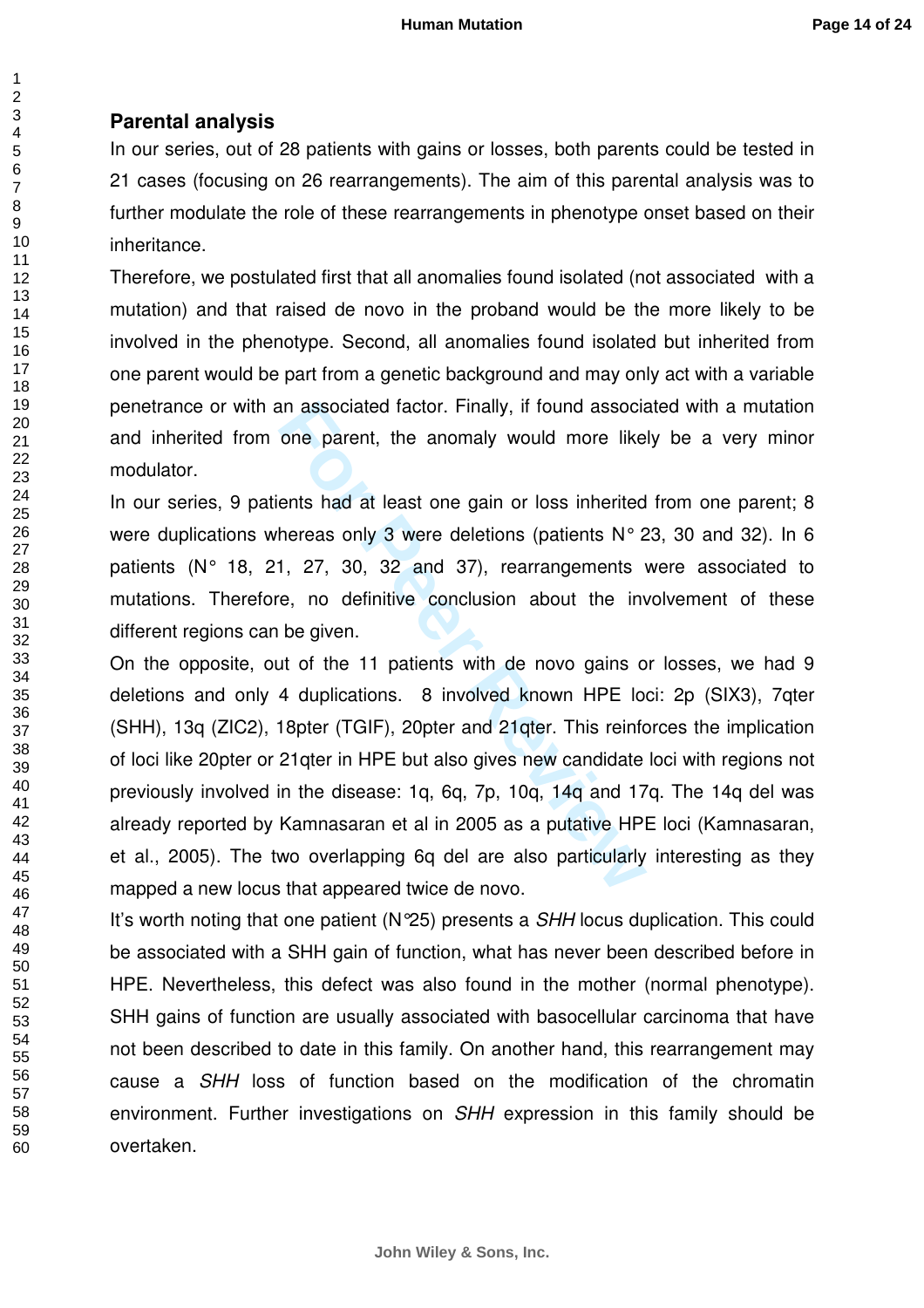## Parental analysis

In our series, out of 28 patients with gains or losses, both parents could be tested in 21 cases (focusing on 26 rearrangements). The aim of this parental analysis was to further modulate the role of these rearrangements in phenotype onset based on their inheritance.

Therefore, we postulated first that all anomalies found isolated (not associated with a mutation) and that raised de novo in the proband would be the more likely to be involved in the phenotype. Second, all anomalies found isolated but inherited from one parent would be part from a genetic background and may only act with a variable penetrance or with an associated factor. Finally, if found associated with a mutation and inherited from one parent, the anomaly would more likely be a very minor modulator.

In our series, 9 patients had at least one gain or loss inherited from one parent; 8 were duplications whereas only 3 were deletions (patients N° 23, 30 and 32). In 6 patients (N° 18, 21, 27, 30, 32 and 37), rearrangements were associated to mutations. Therefore, no definitive conclusion about the involvement of these different regions can be given.

On the opposite, out of the 11 patients with de novo gains or losses, we had 9 deletions and only 4 duplications. 8 involved known HPE loci: 2p (SIX3), 7qter (SHH), 13q (ZIC2), 18pter (TGIF), 20pter and 21qter. This reinforces the implication of loci like 20pter or 21qter in HPE but also gives new candidate loci with regions not previously involved in the disease: 1q, 6q, 7p, 10q, 14q and 17q. The 14q del was already reported by Kamnasaran et al in 2005 as a putative HPE loci (Kamnasaran, et al., 2005). The two overlapping 6q del are also particularly interesting as they mapped a new locus that appeared twice de novo.

It's worth noting that one patient (N°25) presents a *SHH* locus duplication. This could be associated with a SHH gain of function, what has never been described before in HPE. Nevertheless, this defect was also found in the mother (normal phenotype). SHH gains of function are usually associated with basocellular carcinoma that have not been described to date in this family. On another hand, this rearrangement may cause a *SHH* loss of function based on the modification of the chromatin environment. Further investigations on *SHH* expression in this family should be overtaken.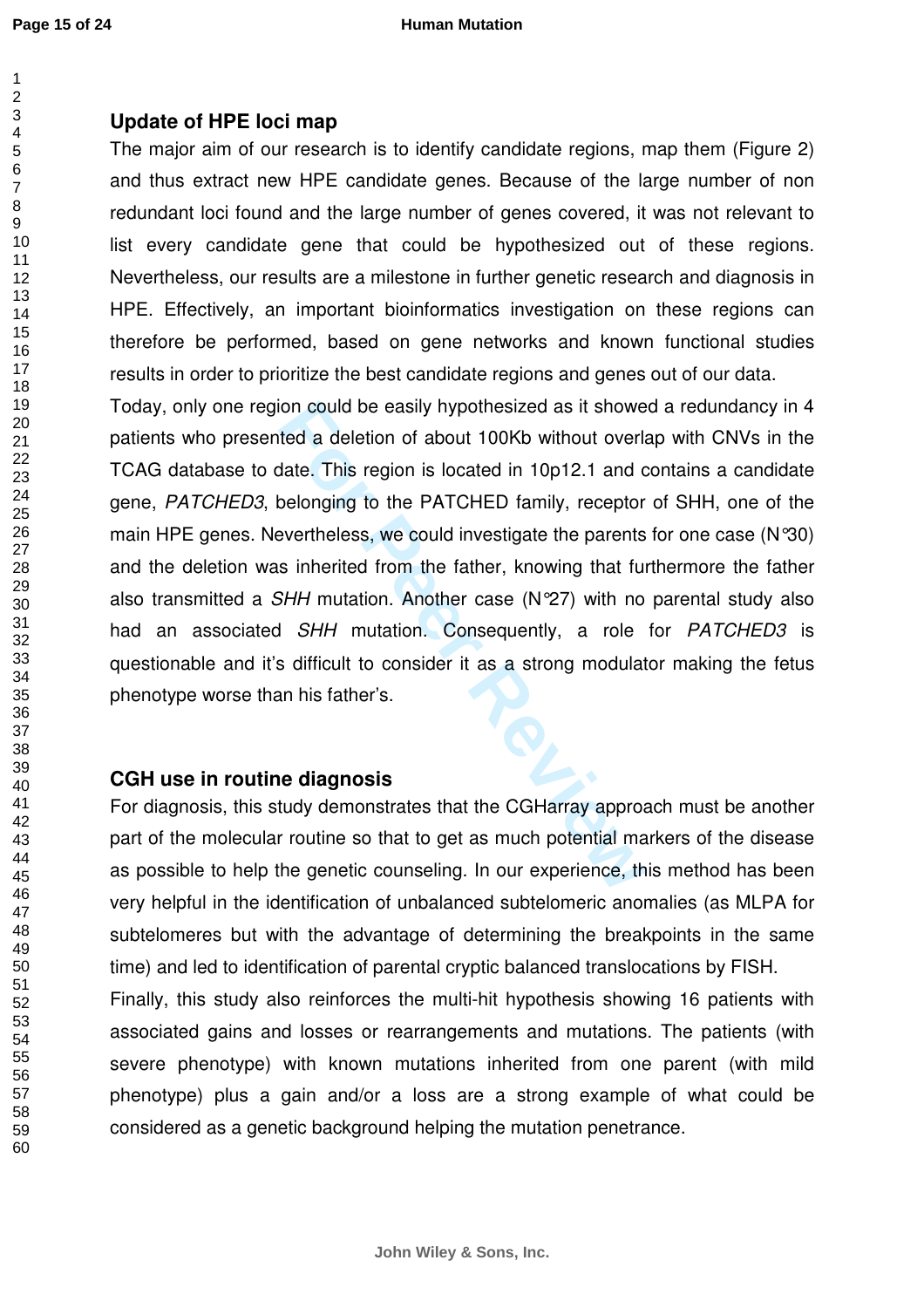## Update of HPE loci map

The major aim of our research is to identify candidate regions, map them (Figure 2) and thus extract new HPE candidate genes. Because of the large number of non redundant loci found and the large number of genes covered, it was not relevant to list every candidate gene that could be hypothesized out of these regions. Nevertheless, our results are a milestone in further genetic research and diagnosis in HPE. Effectively, an important bioinformatics investigation on these regions can therefore be performed, based on gene networks and known functional studies results in order to prioritize the best candidate regions and genes out of our data.

Today, only one region could be easily hypothesized as it showed a redundancy in 4 patients who presented a deletion of about 100Kb without overlap with CNVs in the TCAG database to date. This region is located in 10p12.1 and contains a candidate gene, *PATCHED3*, belonging to the PATCHED family, receptor of SHH, one of the main HPE genes. Nevertheless, we could investigate the parents for one case (N°30) and the deletion was inherited from the father, knowing that furthermore the father also transmitted a *SHH* mutation. Another case (N°27) with no parental study also had an associated *SHH* mutation. Consequently, a role for *PATCHED3* is questionable and it's difficult to consider it as a strong modulator making the fetus phenotype worse than his father's.

## CGH use in routine diagnosis

For diagnosis, this study demonstrates that the CGHarray approach must be another part of the molecular routine so that to get as much potential markers of the disease as possible to help the genetic counseling. In our experience, this method has been very helpful in the identification of unbalanced subtelomeric anomalies (as MLPA for subtelomeres but with the advantage of determining the breakpoints in the same time) and led to identification of parental cryptic balanced translocations by FISH.

Finally, this study also reinforces the multi-hit hypothesis showing 16 patients with associated gains and losses or rearrangements and mutations. The patients (with severe phenotype) with known mutations inherited from one parent (with mild phenotype) plus a gain and/or a loss are a strong example of what could be considered as a genetic background helping the mutation penetrance.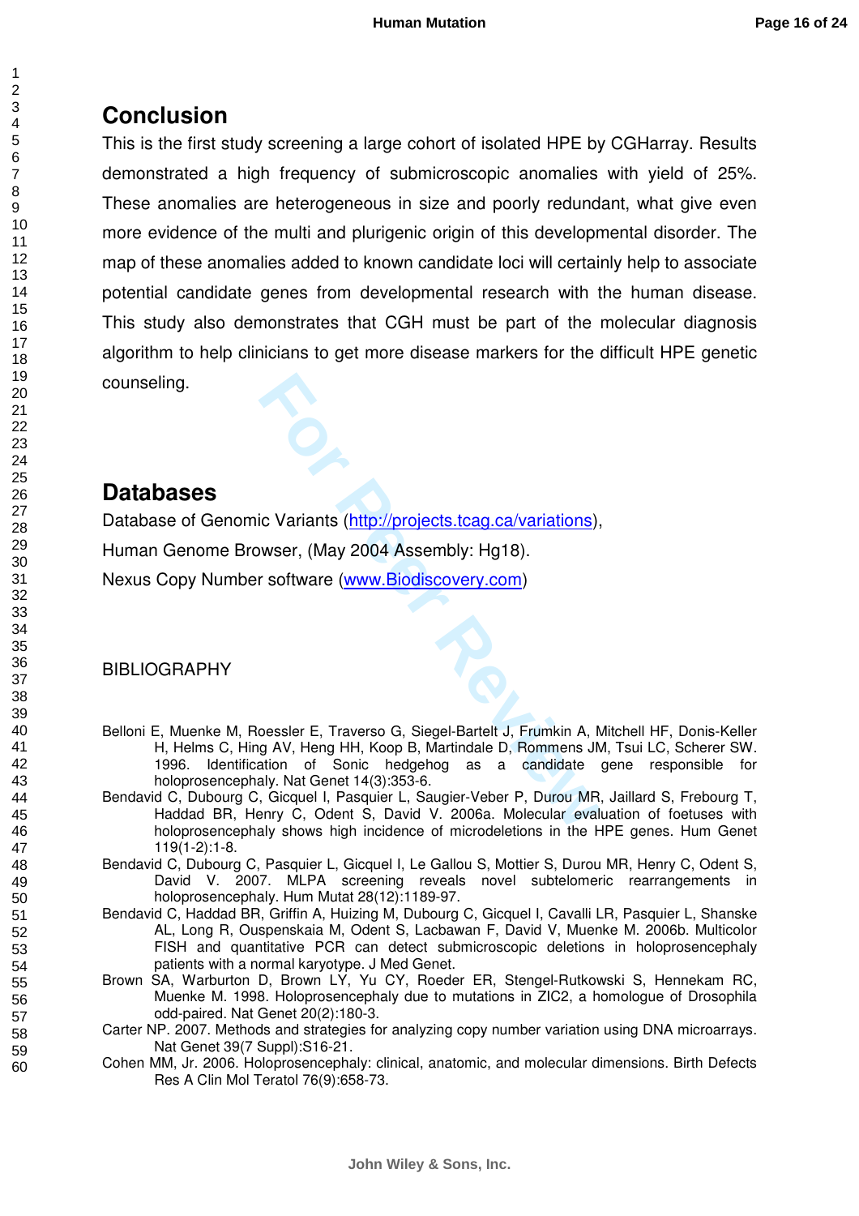## Conclusion

This is the first study screening a large cohort of isolated HPE by CGHarray. Results demonstrated a high frequency of submicroscopic anomalies with yield of 25%. These anomalies are heterogeneous in size and poorly redundant, what give even more evidence of the multi and plurigenic origin of this developmental disorder. The map of these anomalies added to known candidate loci will certainly help to associate potential candidate genes from developmental research with the human disease. This study also demonstrates that CGH must be part of the molecular diagnosis algorithm to help clinicians to get more disease markers for the difficult HPE genetic counseling.

## Databases

Database of Genomic Variants (http://projects.tcag.ca/variations),

Human Genome Browser, (May 2004 Assembly: Hg18).

Nexus Copy Number software (www.Biodiscovery.com)

BIBLIOGRAPHY

Belloni E, Muenke M, Roessler E, Traverso G, Siegel-Bartelt J, Frumkin A, Mitchell HF, Donis-Keller H, Helms C, Hing AV, Heng HH, Koop B, Martindale D, Rommens JM, Tsui LC, Scherer SW. 1996. Identification of Sonic hedgehog as a candidate gene responsible for holoprosencephaly. Nat Genet 14(3):353-6.

Bendavid C, Dubourg C, Gicquel I, Pasquier L, Saugier-Veber P, Durou MR, Jaillard S, Frebourg T, Haddad BR, Henry C, Odent S, David V. 2006a. Molecular evaluation of foetuses with holoprosencephaly shows high incidence of microdeletions in the HPE genes. Hum Genet 119(1-2):1-8.

Bendavid C, Dubourg C, Pasquier L, Gicquel I, Le Gallou S, Mottier S, Durou MR, Henry C, Odent S, David V. 2007. MLPA screening reveals novel subtelomeric rearrangements in holoprosencephaly. Hum Mutat 28(12):1189-97.

Bendavid C, Haddad BR, Griffin A, Huizing M, Dubourg C, Gicquel I, Cavalli LR, Pasquier L, Shanske AL, Long R, Ouspenskaia M, Odent S, Lacbawan F, David V, Muenke M. 2006b. Multicolor FISH and quantitative PCR can detect submicroscopic deletions in holoprosencephaly patients with a normal karyotype. J Med Genet.

Brown SA, Warburton D, Brown LY, Yu CY, Roeder ER, Stengel-Rutkowski S, Hennekam RC, Muenke M. 1998. Holoprosencephaly due to mutations in ZIC2, a homologue of Drosophila odd-paired. Nat Genet 20(2):180-3.

Carter NP. 2007. Methods and strategies for analyzing copy number variation using DNA microarrays. Nat Genet 39(7 Suppl):S16-21.

Cohen MM, Jr. 2006. Holoprosencephaly: clinical, anatomic, and molecular dimensions. Birth Defects Res A Clin Mol Teratol 76(9):658-73.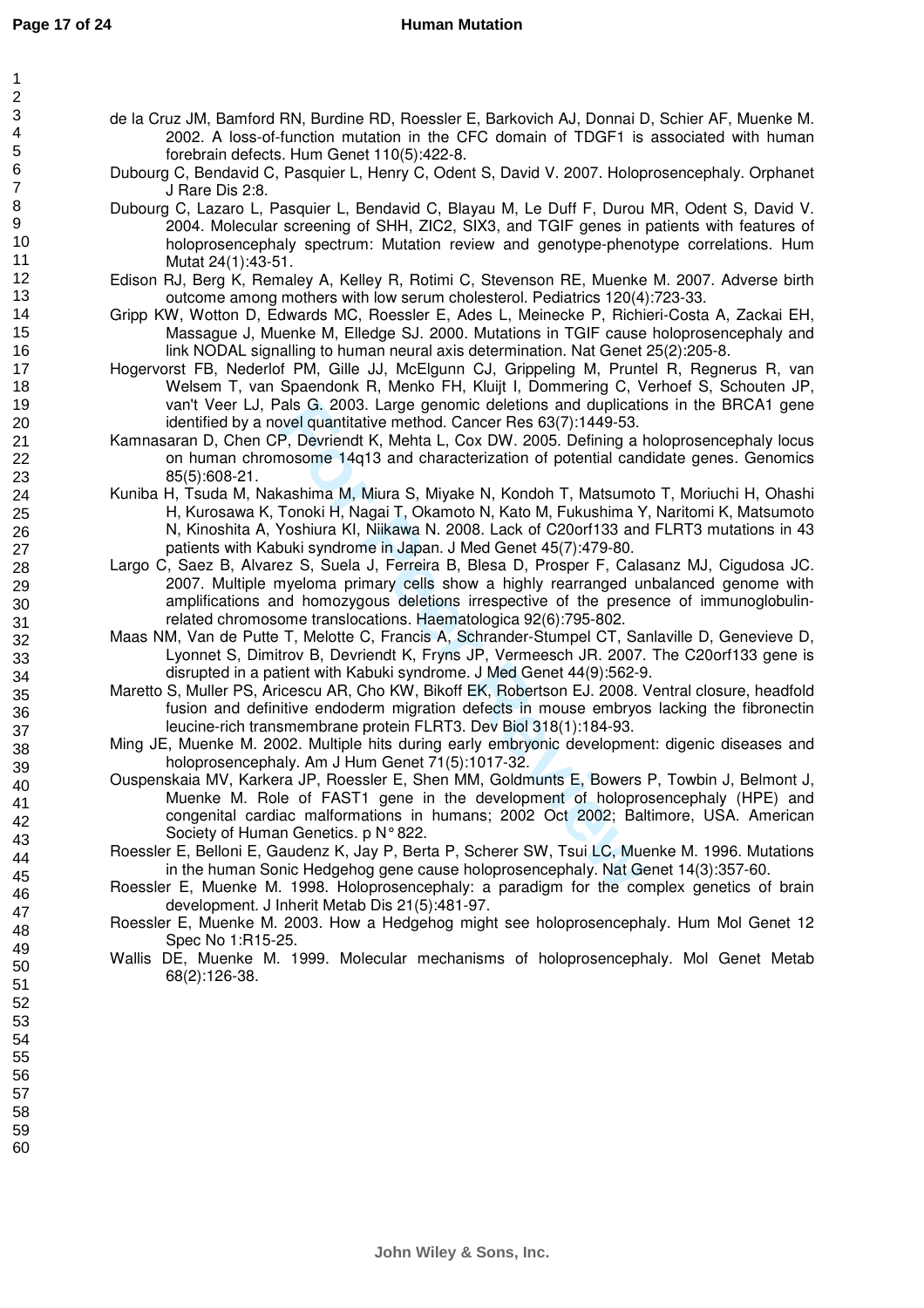de la Cruz JM, Bamford RN, Burdine RD, Roessler E, Barkovich AJ, Donnai D, Schier AF, Muenke M. 2002. A loss-of-function mutation in the CFC domain of TDGF1 is associated with human forebrain defects. Hum Genet 110(5):422-8.

Dubourg C, Bendavid C, Pasquier L, Henry C, Odent S, David V. 2007. Holoprosencephaly. Orphanet J Rare Dis 2:8.

Dubourg C, Lazaro L, Pasquier L, Bendavid C, Blayau M, Le Duff F, Durou MR, Odent S, David V. 2004. Molecular screening of SHH, ZIC2, SIX3, and TGIF genes in patients with features of holoprosencephaly spectrum: Mutation review and genotype-phenotype correlations. Hum Mutat 24(1):43-51.

Edison RJ, Berg K, Remaley A, Kelley R, Rotimi C, Stevenson RE, Muenke M. 2007. Adverse birth outcome among mothers with low serum cholesterol. Pediatrics 120(4):723-33.

Gripp KW, Wotton D, Edwards MC, Roessler E, Ades L, Meinecke P, Richieri-Costa A, Zackai EH, Massague J, Muenke M, Elledge SJ. 2000. Mutations in TGIF cause holoprosencephaly and link NODAL signalling to human neural axis determination. Nat Genet 25(2):205-8.

Hogervorst FB, Nederlof PM, Gille JJ, McElgunn CJ, Grippeling M, Pruntel R, Regnerus R, van Welsem T, van Spaendonk R, Menko FH, Kluijt I, Dommering C, Verhoef S, Schouten JP, van't Veer LJ, Pals G. 2003. Large genomic deletions and duplications in the BRCA1 gene identified by a novel quantitative method. Cancer Res 63(7):1449-53.

Kamnasaran D, Chen CP, Devriendt K, Mehta L, Cox DW. 2005. Defining a holoprosencephaly locus on human chromosome 14q13 and characterization of potential candidate genes. Genomics 85(5):608-21.

Kuniba H, Tsuda M, Nakashima M, Miura S, Miyake N, Kondoh T, Matsumoto T, Moriuchi H, Ohashi H, Kurosawa K, Tonoki H, Nagai T, Okamoto N, Kato M, Fukushima Y, Naritomi K, Matsumoto N, Kinoshita A, Yoshiura KI, Niikawa N. 2008. Lack of C20orf133 and FLRT3 mutations in 43 patients with Kabuki syndrome in Japan. J Med Genet 45(7):479-80.

Largo C, Saez B, Alvarez S, Suela J, Ferreira B, Blesa D, Prosper F, Calasanz MJ, Cigudosa JC. 2007. Multiple myeloma primary cells show a highly rearranged unbalanced genome with amplifications and homozygous deletions irrespective of the presence of immunoglobulin-related chromosome translocations. Haematologica 92(6):795-802.

Maas NM, Van de Putte T, Melotte C, Francis A, Schrander-Stumpel CT, Sanlaville D, Genevieve D, Lyonnet S, Dimitrov B, Devriendt K, Fryns JP, Vermeesch JR. 2007. The C20orf133 gene is disrupted in a patient with Kabuki syndrome. J Med Genet 44(9):562-9.

Maretto S, Muller PS, Aricescu AR, Cho KW, Bikoff EK, Robertson EJ. 2008. Ventral closure, headfold fusion and definitive endoderm migration defects in mouse embryos lacking the fibronectin leucine-rich transmembrane protein FLRT3. Dev Biol 318(1):184-93.

Ming JE, Muenke M. 2002. Multiple hits during early embryonic development: digenic diseases and holoprosencephaly. Am J Hum Genet 71(5):1017-32.

Ouspenskaia MV, Karkera JP, Roessler E, Shen MM, Goldmunts E, Bowers P, Towbin J, Belmont J, Muenke M. Role of FAST1 gene in the development of holoprosencephaly (HPE) and congenital cardiac malformations in humans; 2002 Oct 2002; Baltimore, USA. American Society of Human Genetics. p N° 822.

Roessler E, Belloni E, Gaudenz K, Jay P, Berta P, Scherer SW, Tsui LC, Muenke M. 1996. Mutations in the human Sonic Hedgehog gene cause holoprosencephaly. Nat Genet 14(3):357-60.

Roessler E, Muenke M. 1998. Holoprosencephaly: a paradigm for the complex genetics of brain development. J Inherit Metab Dis 21(5):481-97.

Roessler E, Muenke M. 2003. How a Hedgehog might see holoprosencephaly. Hum Mol Genet 12 Spec No 1:R15-25.

Wallis DE, Muenke M. 1999. Molecular mechanisms of holoprosencephaly. Mol Genet Metab 68(2):126-38.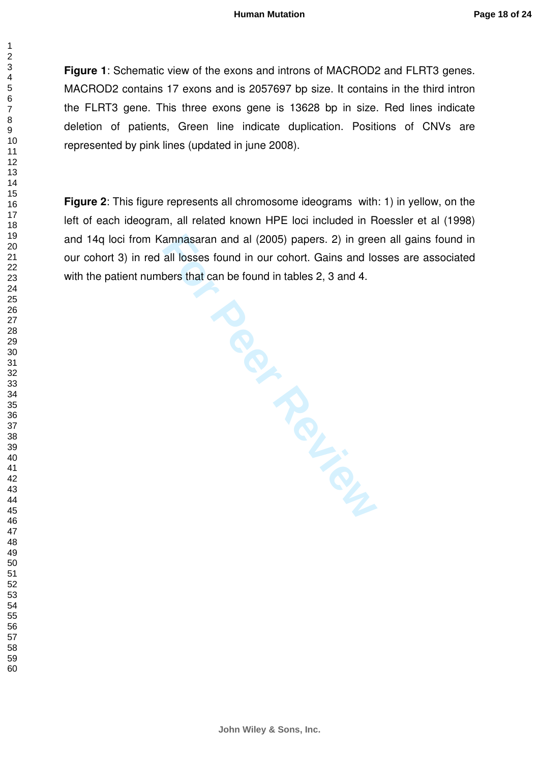**Figure 1**: Schematic view of the exons and introns of MACROD2 and FLRT3 genes. MACROD2 contains 17 exons and is 2057697 bp size. It contains in the third intron the FLRT3 gene. This three exons gene is 13628 bp in size. Red lines indicate deletion of patients, Green line indicate duplication. Positions of CNVs are represented by pink lines (updated in june 2008).

**Figure 2**: This figure represents all chromosome ideograms with: 1) in yellow, on the left of each ideogram, all related known HPE loci included in Roessler et al (1998) and 14q loci from Kamnasaran and al (2005) papers. 2) in green all gains found in our cohort 3) in red all losses found in our cohort. Gains and losses are associated with the patient numbers that can be found in tables 2, 3 and 4.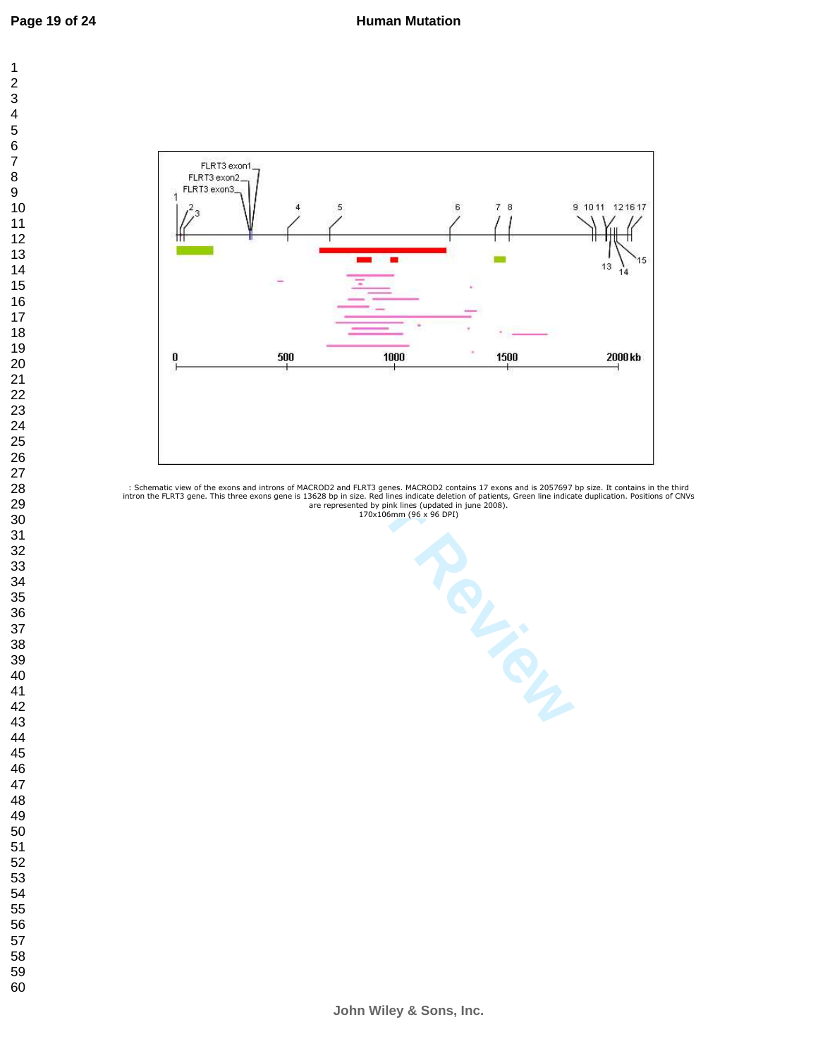: Schematic view of the exons and introns of MACROD2 and FLRT3 genes. MACROD2 contains 17 exons and is 2057697 bp size. It contains in the third intron the FLRT3 gene. This three exons gene is 13628 bp in size. Red lines indicate deletion of patients, Green line indicate duplication. Positions of CNVs are represented by pink lines (updated in june 2008).
170x106mm (96 x 96 DPI)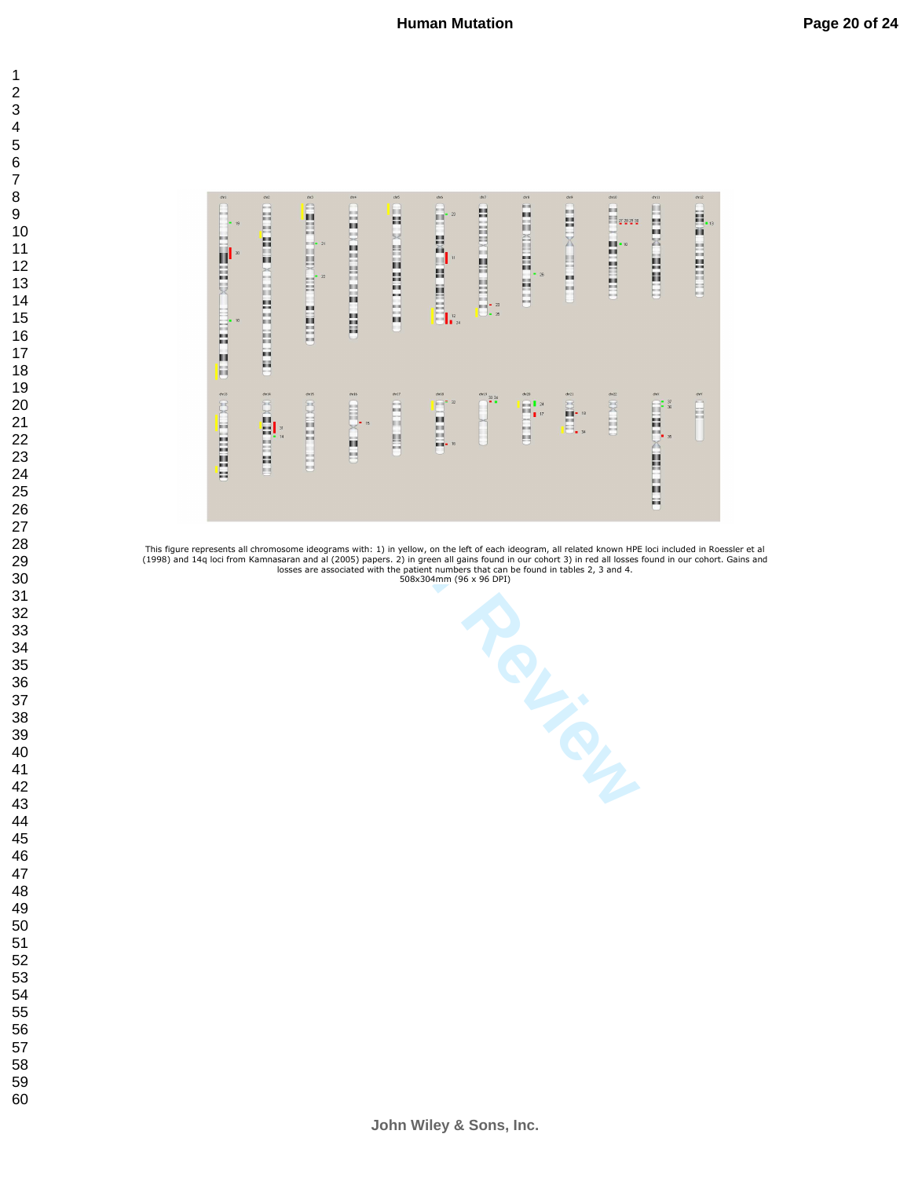This figure represents all chromosome ideograms with: 1) in yellow, on the left of each ideogram, all related known HPE loci included in Roessler et al (1998) and 14q loci from Kamnasaran and al (2005) papers. 2) in green all gains found in our cohort 3) in red all losses found in our cohort. Gains and losses are associated with the patient numbers that can be found in tables 2, 3 and 4.
508x304mm (96 x 96 DPI)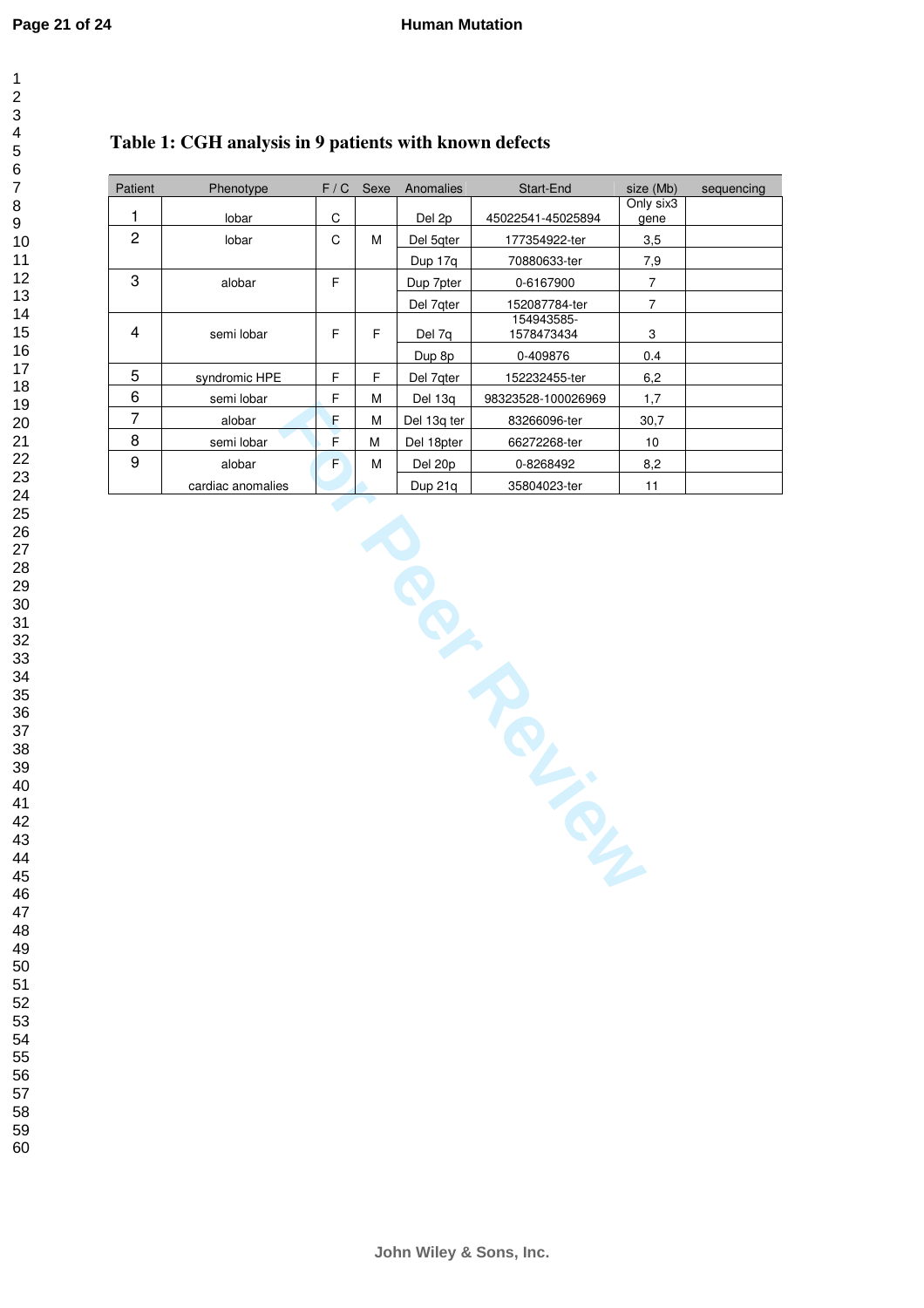## Table 1: CGH analysis in 9 patients with known defects

| Patient | Phenotype | F / C | Sexe | Anomalies | Start-End | size (Mb) | sequencing |
|---|---|---|---|---|---|---|---|
| 1 | lobar | C | | Del 2p | 45022541-45025894 | Only six3 gene | |
| 2 | lobar | C | M | Del 5qter | 177354922-ter | 3,5 | |
| | | | | Dup 17q | 70880633-ter | 7,9 | |
| 3 | alobar | F | | Dup 7pter | 0-6167900 | 7 | |
| | | | | Del 7qter | 152087784-ter | 7 | |
| 4 | semi lobar | F | F | Del 7q | 154943585-1578473434 | 3 | |
| | | | | Dup 8p | 0-409876 | 0.4 | |
| 5 | syndromic HPE | F | F | Del 7qter | 152232455-ter | 6,2 | |
| 6 | semi lobar | F | M | Del 13q | 98323528-100026969 | 1,7 | |
| 7 | alobar | F | M | Del 13q ter | 83266096-ter | 30,7 | |
| 8 | semi lobar | F | M | Del 18pter | 66272268-ter | 10 | |
| 9 | alobar | F | M | Del 20p | 0-8268492 | 8,2 | |
| | cardiac anomalies | | | Dup 21q | 35804023-ter | 11 | |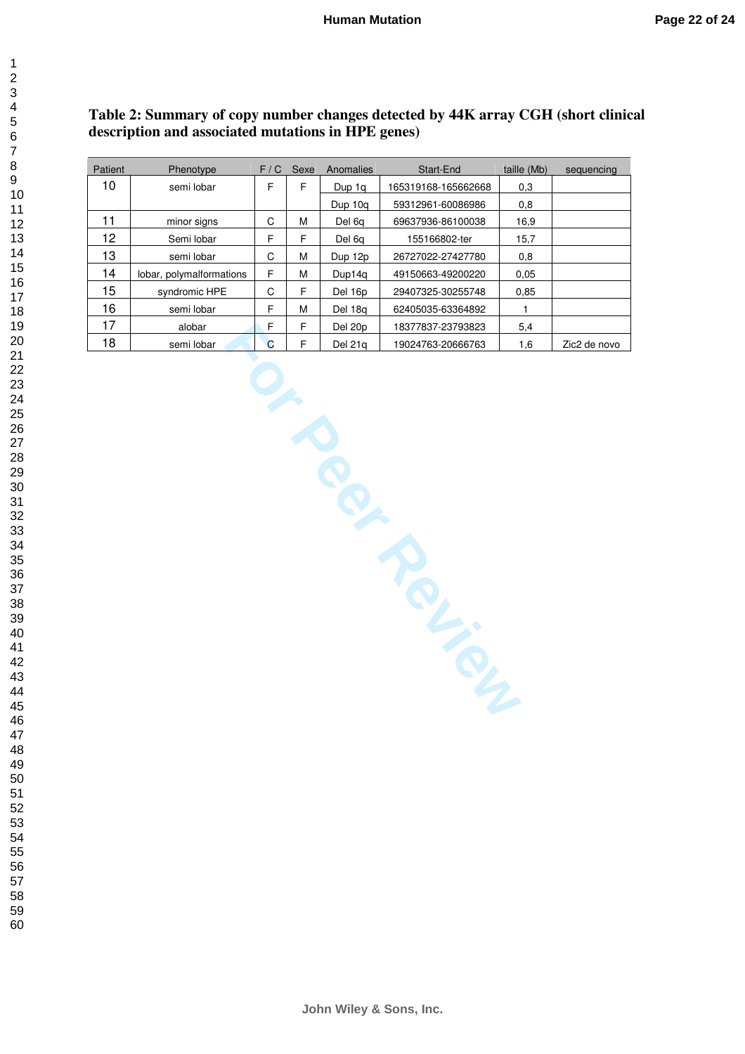**Table 2: Summary of copy number changes detected by 44K array CGH (short clinical description and associated mutations in HPE genes)**

| Patient | Phenotype | F / C | Sexe | Anomalies | Start-End | taille (Mb) | sequencing |
|---|---|---|---|---|---|---|---|
| 10 | semi lobar | F | F | Dup 1q | 165319168-165662668 | 0,3 | |
| | | | | Dup 10q | 59312961-60086986 | 0,8 | |
| 11 | minor signs | C | M | Del 6q | 69637936-86100038 | 16,9 | |
| 12 | Semi lobar | F | F | Del 6q | 155166802-ter | 15,7 | |
| 13 | semi lobar | C | M | Dup 12p | 26727022-27427780 | 0,8 | |
| 14 | lobar, polymalformations | F | M | Dup14q | 49150663-49200220 | 0,05 | |
| 15 | syndromic HPE | C | F | Del 16p | 29407325-30255748 | 0,85 | |
| 16 | semi lobar | F | M | Del 18q | 62405035-63364892 | 1 | |
| 17 | alobar | F | F | Del 20p | 18377837-23793823 | 5,4 | |
| 18 | semi lobar | C | F | Del 21q | 19024763-20666763 | 1,6 | Zic2 de novo |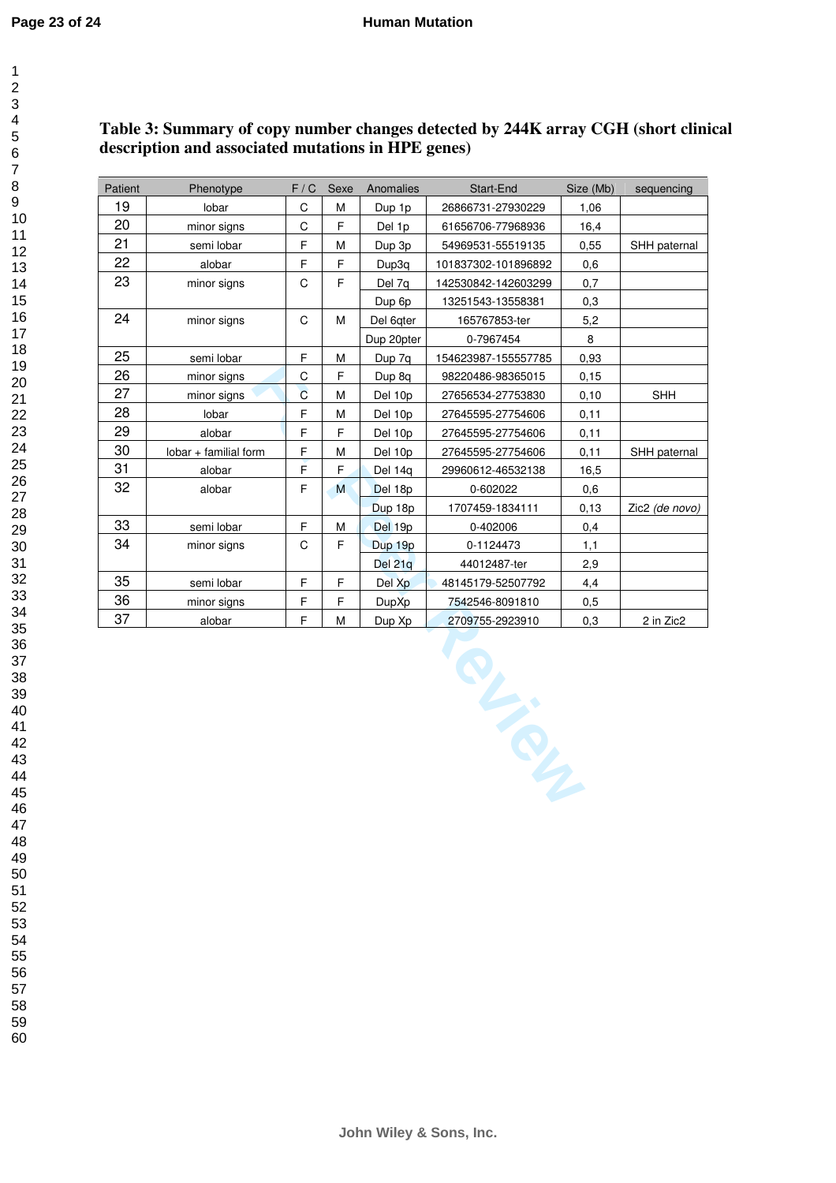**Table 3: Summary of copy number changes detected by 244K array CGH (short clinical description and associated mutations in HPE genes)**

| Patient | Phenotype | F / C | Sexe | Anomalies | Start-End | Size (Mb) | sequencing |
|---|---|---|---|---|---|---|---|
| 19 | lobar | C | M | Dup 1p | 26866731-27930229 | 1,06 | |
| 20 | minor signs | C | F | Del 1p | 61656706-77968936 | 16,4 | |
| 21 | semi lobar | F | M | Dup 3p | 54969531-55519135 | 0,55 | SHH paternal |
| 22 | alobar | F | F | Dup3q | 101837302-101896892 | 0,6 | |
| 23 | minor signs | C | F | Del 7q | 142530842-142603299 | 0,7 | |
| | | | | Dup 6p | 13251543-13558381 | 0,3 | |
| 24 | minor signs | C | M | Del 6qter | 165767853-ter | 5,2 | |
| | | | | Dup 20pter | 0-7967454 | 8 | |
| 25 | semi lobar | F | M | Dup 7q | 154623987-155557785 | 0,93 | |
| 26 | minor signs | C | F | Dup 8q | 98220486-98365015 | 0,15 | |
| 27 | minor signs | C | M | Del 10p | 27656534-27753830 | 0,10 | SHH |
| 28 | lobar | F | M | Del 10p | 27645595-27754606 | 0,11 | |
| 29 | alobar | F | F | Del 10p | 27645595-27754606 | 0,11 | |
| 30 | lobar + familial form | F | M | Del 10p | 27645595-27754606 | 0,11 | SHH paternal |
| 31 | alobar | F | F | Del 14q | 29960612-46532138 | 16,5 | |
| 32 | alobar | F | M | Del 18p | 0-602022 | 0,6 | |
| | | | | Dup 18p | 1707459-1834111 | 0,13 | Zic2 *(de novo)* |
| 33 | semi lobar | F | M | Del 19p | 0-402006 | 0,4 | |
| 34 | minor signs | C | F | Dup 19p | 0-1124473 | 1,1 | |
| | | | | Del 21q | 44012487-ter | 2,9 | |
| 35 | semi lobar | F | F | Del Xp | 48145179-52507792 | 4,4 | |
| 36 | minor signs | F | F | DupXp | 7542546-8091810 | 0,5 | |
| 37 | alobar | F | M | Dup Xp | 2709755-2923910 | 0,3 | 2 in Zic2 |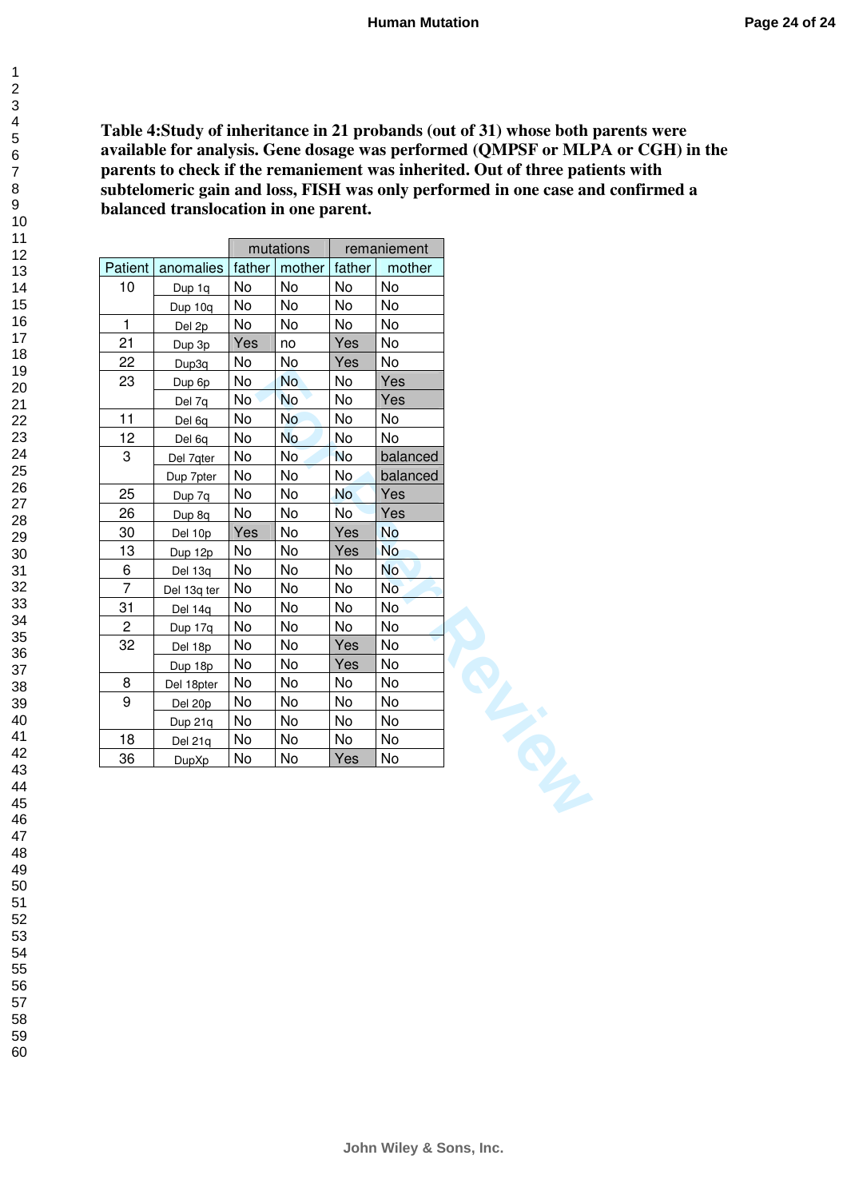**Table 4:Study of inheritance in 21 probands (out of 31) whose both parents were available for analysis. Gene dosage was performed (QMPSF or MLPA or CGH) in the parents to check if the remaniement was inherited. Out of three patients with subtelomeric gain and loss, FISH was only performed in one case and confirmed a balanced translocation in one parent.**

| | | mutations | | remaniement | |
|---|---|---|---|---|---|
| Patient | anomalies | father | mother | father | mother |
| 10 | Dup 1q | No | No | No | No |
| | Dup 10q | No | No | No | No |
| 1 | Del 2p | No | No | No | No |
| 21 | Dup 3p | Yes | no | Yes | No |
| 22 | Dup3q | No | No | Yes | No |
| 23 | Dup 6p | No | No | No | Yes |
| | Del 7q | No | No | No | Yes |
| 11 | Del 6q | No | No | No | No |
| 12 | Del 6q | No | No | No | No |
| 3 | Del 7qter | No | No | No | balanced |
| | Dup 7pter | No | No | No | balanced |
| 25 | Dup 7q | No | No | No | Yes |
| 26 | Dup 8q | No | No | No | Yes |
| 30 | Del 10p | Yes | No | Yes | No |
| 13 | Dup 12p | No | No | Yes | No |
| 6 | Del 13q | No | No | No | No |
| 7 | Del 13q ter | No | No | No | No |
| 31 | Del 14q | No | No | No | No |
| 2 | Dup 17q | No | No | No | No |
| 32 | Del 18p | No | No | Yes | No |
| | Dup 18p | No | No | Yes | No |
| 8 | Del 18pter | No | No | No | No |
| 9 | Del 20p | No | No | No | No |
| | Dup 21q | No | No | No | No |
| 18 | Del 21q | No | No | No | No |
| 36 | DupXp | No | No | Yes | No |